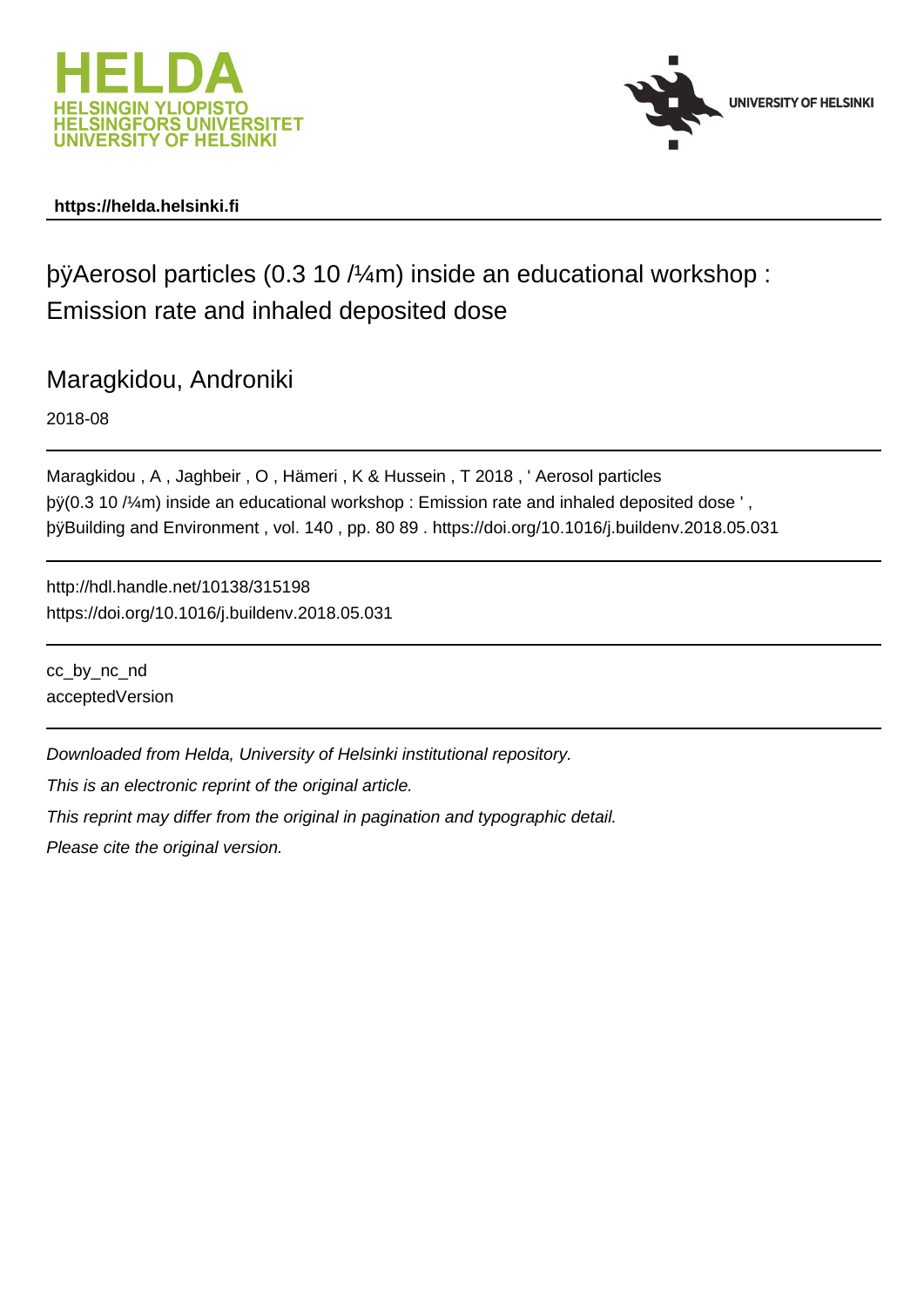HELDA
HELSINGIN YLIOPISTO
HELSINGFORS UNIVERSITET
UNIVERSITY OF HELSINKI

UNIVERSITY OF HELSINKI

**https://helda.helsinki.fi**

# þÿAerosol particles (0.3 10 /¼m) inside an educational workshop : Emission rate and inhaled deposited dose

## Maragkidou, Androniki

2018-08

Maragkidou , A , Jaghbeir , O , Hämeri , K & Hussein , T 2018 , ' Aerosol particles þÿ(0.3 10 /¼m) inside an educational workshop : Emission rate and inhaled deposited dose ' , þÿBuilding and Environment , vol. 140 , pp. 80 89 . https://doi.org/10.1016/j.buildenv.2018.05.031

http://hdl.handle.net/10138/315198
https://doi.org/10.1016/j.buildenv.2018.05.031

cc_by_nc_nd
acceptedVersion

*Downloaded from Helda, University of Helsinki institutional repository.*

*This is an electronic reprint of the original article.*

*This reprint may differ from the original in pagination and typographic detail.*

*Please cite the original version.*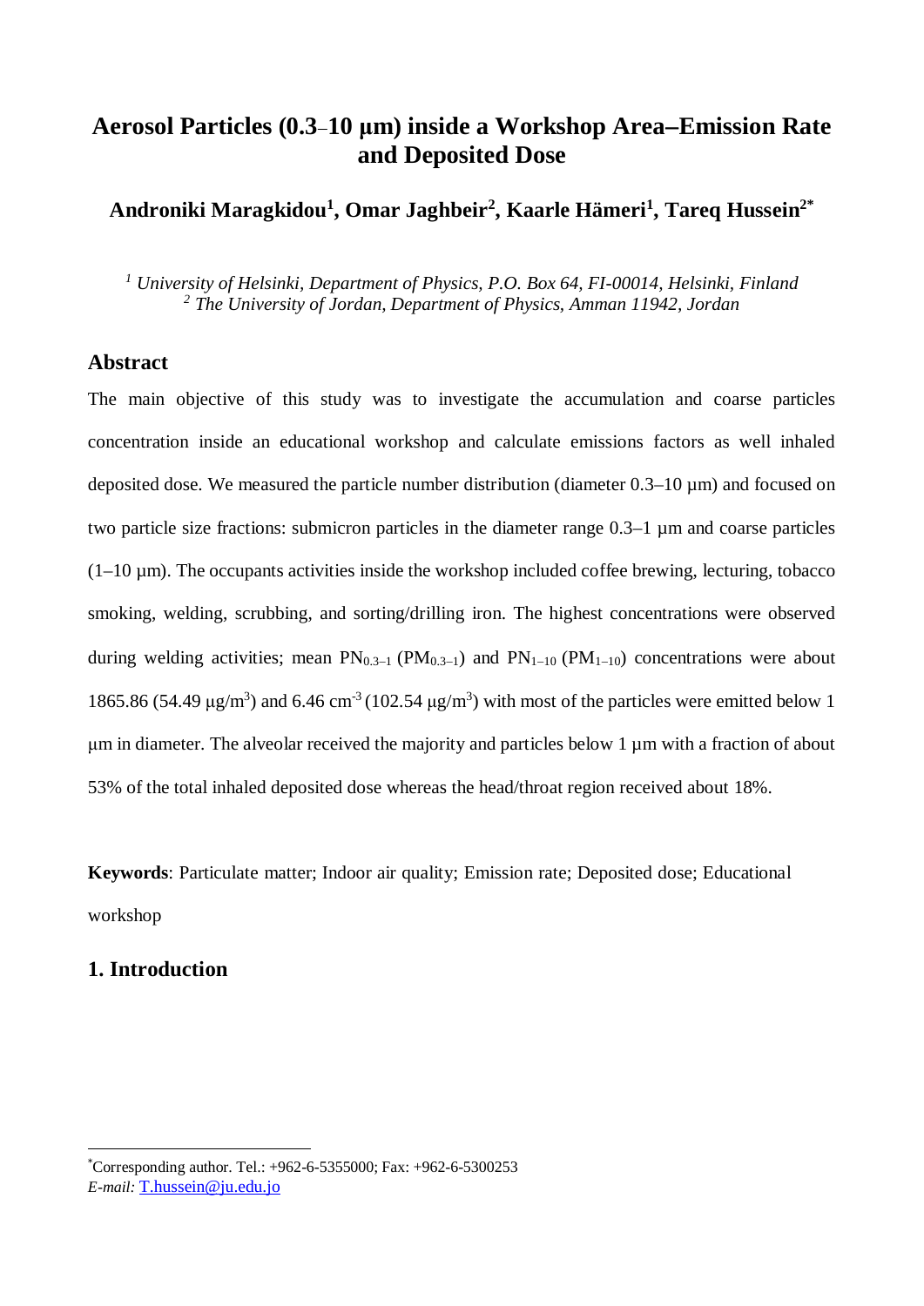# Aerosol Particles (0.3–10 µm) inside a Workshop Area–Emission Rate and Deposited Dose

**Androniki Maragkidou[1], Omar Jaghbeir[2], Kaarle Hämeri[1], Tareq Hussein[2*]**

*[1] University of Helsinki, Department of Physics, P.O. Box 64, FI-00014, Helsinki, Finland*
*[2] The University of Jordan, Department of Physics, Amman 11942, Jordan*

## Abstract

The main objective of this study was to investigate the accumulation and coarse particles concentration inside an educational workshop and calculate emissions factors as well inhaled deposited dose. We measured the particle number distribution (diameter 0.3–10 µm) and focused on two particle size fractions: submicron particles in the diameter range 0.3–1 µm and coarse particles (1–10 µm). The occupants activities inside the workshop included coffee brewing, lecturing, tobacco smoking, welding, scrubbing, and sorting/drilling iron. The highest concentrations were observed during welding activities; mean $PN_{0.3-1}$ ($PM_{0.3-1}$) and $PN_{1-10}$ ($PM_{1-10}$) concentrations were about 1865.86 (54.49 µg/m$^3$) and 6.46 cm$^{-3}$ (102.54 µg/m$^3$) with most of the particles were emitted below 1 µm in diameter. The alveolar received the majority and particles below 1 µm with a fraction of about 53% of the total inhaled deposited dose whereas the head/throat region received about 18%.

**Keywords**: Particulate matter; Indoor air quality; Emission rate; Deposited dose; Educational workshop

## 1. Introduction

---

[*]Corresponding author. Tel.: +962-6-5355000; Fax: +962-6-5300253
*E-mail:* T.hussein@ju.edu.jo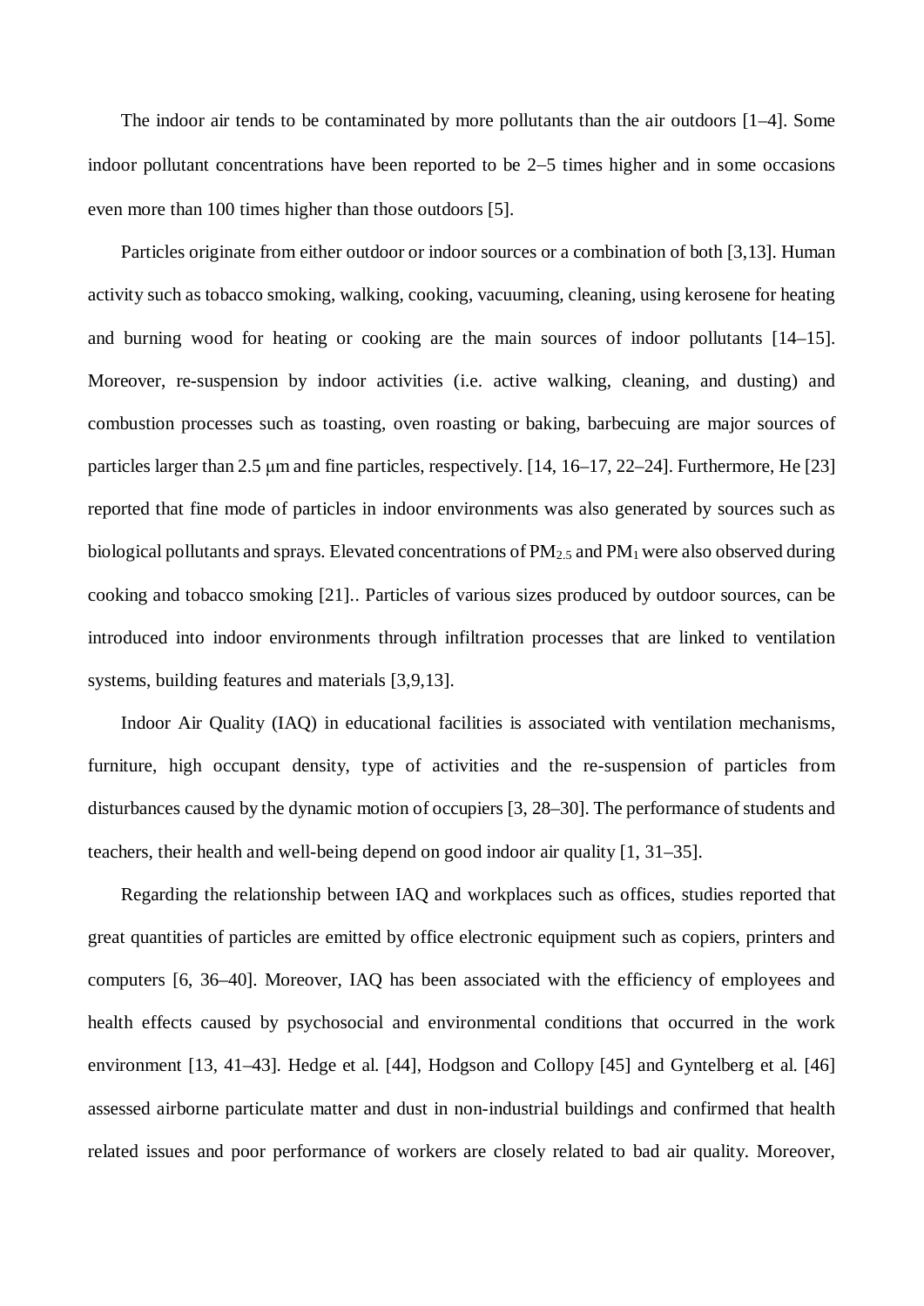The indoor air tends to be contaminated by more pollutants than the air outdoors [1–4]. Some indoor pollutant concentrations have been reported to be 2–5 times higher and in some occasions even more than 100 times higher than those outdoors [5].

Particles originate from either outdoor or indoor sources or a combination of both [3,13]. Human activity such as tobacco smoking, walking, cooking, vacuuming, cleaning, using kerosene for heating and burning wood for heating or cooking are the main sources of indoor pollutants [14–15]. Moreover, re-suspension by indoor activities (i.e. active walking, cleaning, and dusting) and combustion processes such as toasting, oven roasting or baking, barbecuing are major sources of particles larger than 2.5 μm and fine particles, respectively. [14, 16–17, 22–24]. Furthermore, He [23] reported that fine mode of particles in indoor environments was also generated by sources such as biological pollutants and sprays. Elevated concentrations of $PM_{2.5}$ and $PM_1$ were also observed during cooking and tobacco smoking [21].. Particles of various sizes produced by outdoor sources, can be introduced into indoor environments through infiltration processes that are linked to ventilation systems, building features and materials [3,9,13].

Indoor Air Quality (IAQ) in educational facilities is associated with ventilation mechanisms, furniture, high occupant density, type of activities and the re-suspension of particles from disturbances caused by the dynamic motion of occupiers [3, 28–30]. The performance of students and teachers, their health and well-being depend on good indoor air quality [1, 31–35].

Regarding the relationship between IAQ and workplaces such as offices, studies reported that great quantities of particles are emitted by office electronic equipment such as copiers, printers and computers [6, 36–40]. Moreover, IAQ has been associated with the efficiency of employees and health effects caused by psychosocial and environmental conditions that occurred in the work environment [13, 41–43]. Hedge et al. [44], Hodgson and Collopy [45] and Gyntelberg et al. [46] assessed airborne particulate matter and dust in non-industrial buildings and confirmed that health related issues and poor performance of workers are closely related to bad air quality. Moreover,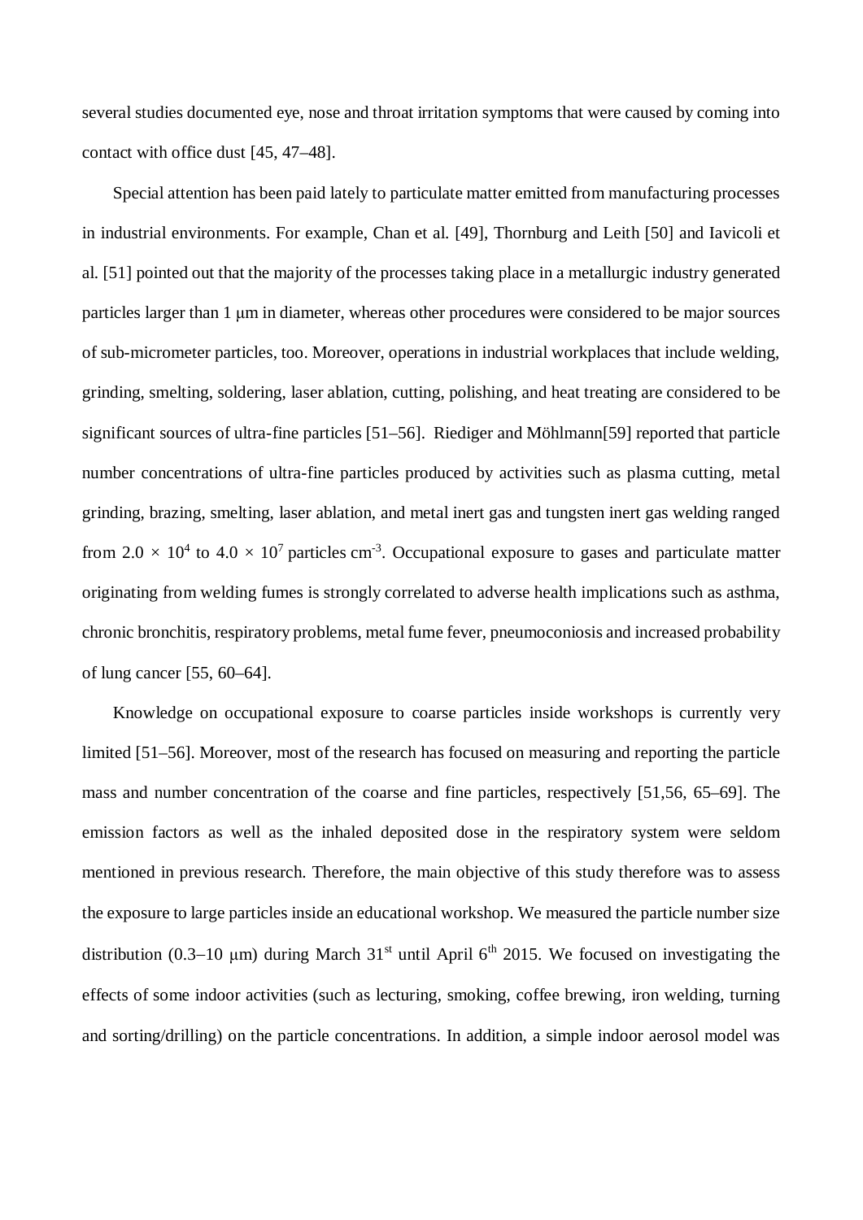several studies documented eye, nose and throat irritation symptoms that were caused by coming into contact with office dust [45, 47–48].

Special attention has been paid lately to particulate matter emitted from manufacturing processes in industrial environments. For example, Chan et al. [49], Thornburg and Leith [50] and Iavicoli et al. [51] pointed out that the majority of the processes taking place in a metallurgic industry generated particles larger than 1 μm in diameter, whereas other procedures were considered to be major sources of sub-micrometer particles, too. Moreover, operations in industrial workplaces that include welding, grinding, smelting, soldering, laser ablation, cutting, polishing, and heat treating are considered to be significant sources of ultra-fine particles [51–56]. Riediger and Möhlmann[59] reported that particle number concentrations of ultra-fine particles produced by activities such as plasma cutting, metal grinding, brazing, smelting, laser ablation, and metal inert gas and tungsten inert gas welding ranged from $2.0 \times 10^4$ to $4.0 \times 10^7$ particles $cm^{-3}$. Occupational exposure to gases and particulate matter originating from welding fumes is strongly correlated to adverse health implications such as asthma, chronic bronchitis, respiratory problems, metal fume fever, pneumoconiosis and increased probability of lung cancer [55, 60–64].

Knowledge on occupational exposure to coarse particles inside workshops is currently very limited [51–56]. Moreover, most of the research has focused on measuring and reporting the particle mass and number concentration of the coarse and fine particles, respectively [51,56, 65–69]. The emission factors as well as the inhaled deposited dose in the respiratory system were seldom mentioned in previous research. Therefore, the main objective of this study therefore was to assess the exposure to large particles inside an educational workshop. We measured the particle number size distribution (0.3–10 μm) during March 31st until April 6th 2015. We focused on investigating the effects of some indoor activities (such as lecturing, smoking, coffee brewing, iron welding, turning and sorting/drilling) on the particle concentrations. In addition, a simple indoor aerosol model was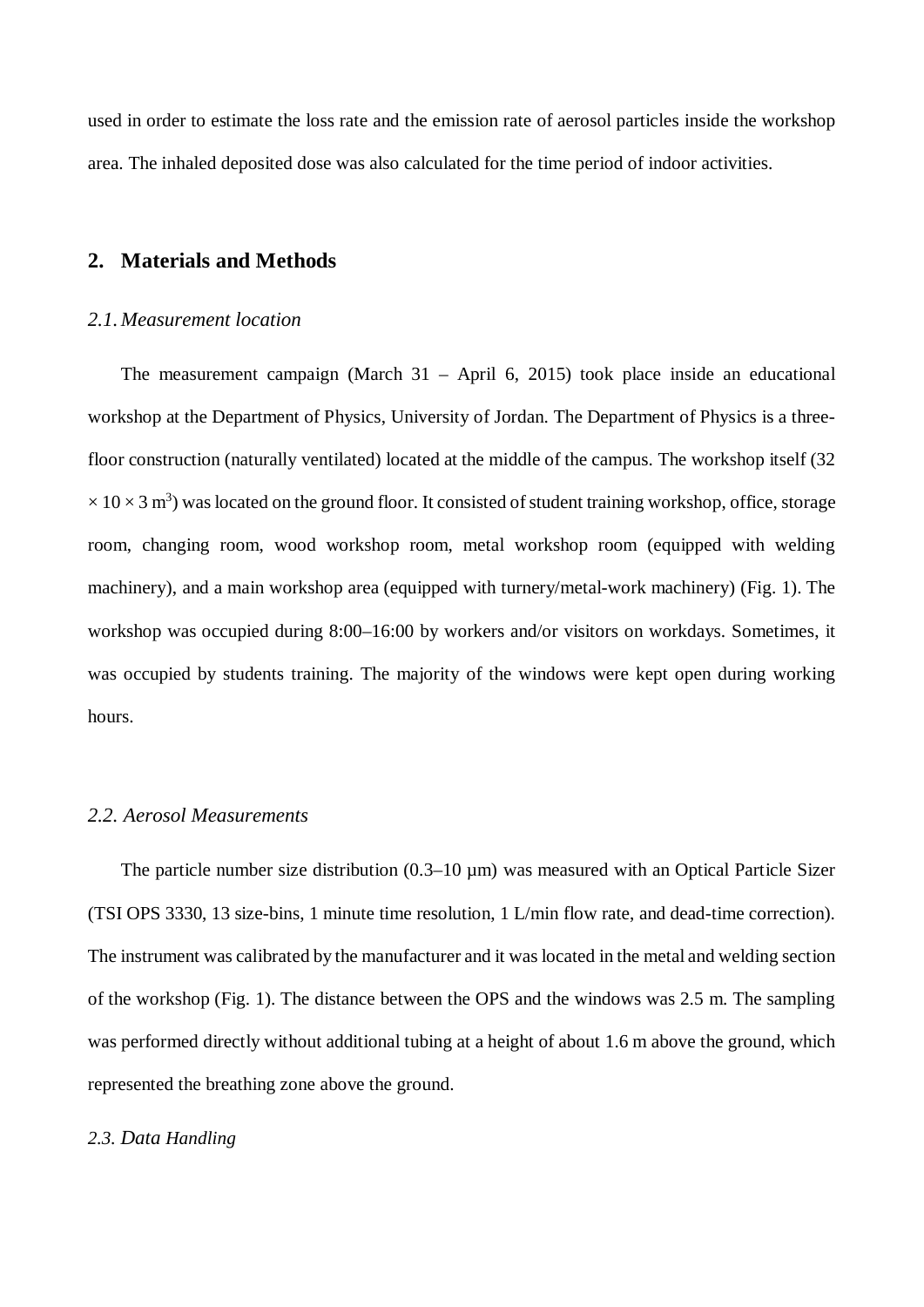used in order to estimate the loss rate and the emission rate of aerosol particles inside the workshop area. The inhaled deposited dose was also calculated for the time period of indoor activities.

## 2. Materials and Methods

### *2.1. Measurement location*

The measurement campaign (March 31 – April 6, 2015) took place inside an educational workshop at the Department of Physics, University of Jordan. The Department of Physics is a three-floor construction (naturally ventilated) located at the middle of the campus. The workshop itself ($32 \times 10 \times 3$ m$^3$) was located on the ground floor. It consisted of student training workshop, office, storage room, changing room, wood workshop room, metal workshop room (equipped with welding machinery), and a main workshop area (equipped with turnery/metal-work machinery) (Fig. 1). The workshop was occupied during 8:00–16:00 by workers and/or visitors on workdays. Sometimes, it was occupied by students training. The majority of the windows were kept open during working hours.

### *2.2. Aerosol Measurements*

The particle number size distribution (0.3–10 µm) was measured with an Optical Particle Sizer (TSI OPS 3330, 13 size-bins, 1 minute time resolution, 1 L/min flow rate, and dead-time correction). The instrument was calibrated by the manufacturer and it was located in the metal and welding section of the workshop (Fig. 1). The distance between the OPS and the windows was 2.5 m. The sampling was performed directly without additional tubing at a height of about 1.6 m above the ground, which represented the breathing zone above the ground.

### *2.3. Data Handling*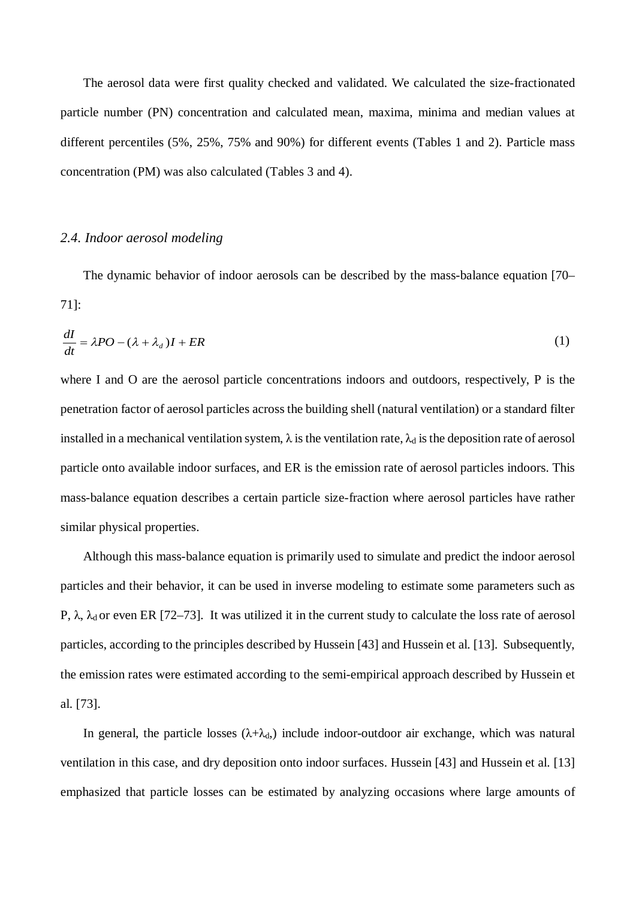The aerosol data were first quality checked and validated. We calculated the size-fractionated particle number (PN) concentration and calculated mean, maxima, minima and median values at different percentiles (5%, 25%, 75% and 90%) for different events (Tables 1 and 2). Particle mass concentration (PM) was also calculated (Tables 3 and 4).

### *2.4. Indoor aerosol modeling*

The dynamic behavior of indoor aerosols can be described by the mass-balance equation [70–71]:

$$\frac{dI}{dt} = \lambda PO - (\lambda + \lambda_d)I + ER \tag{1}$$

where I and O are the aerosol particle concentrations indoors and outdoors, respectively, P is the penetration factor of aerosol particles across the building shell (natural ventilation) or a standard filter installed in a mechanical ventilation system, $\lambda$ is the ventilation rate, $\lambda_d$ is the deposition rate of aerosol particle onto available indoor surfaces, and ER is the emission rate of aerosol particles indoors. This mass-balance equation describes a certain particle size-fraction where aerosol particles have rather similar physical properties.

Although this mass-balance equation is primarily used to simulate and predict the indoor aerosol particles and their behavior, it can be used in inverse modeling to estimate some parameters such as P, $\lambda$, $\lambda_d$ or even ER [72–73]. It was utilized it in the current study to calculate the loss rate of aerosol particles, according to the principles described by Hussein [43] and Hussein et al. [13]. Subsequently, the emission rates were estimated according to the semi-empirical approach described by Hussein et al. [73].

In general, the particle losses ($\lambda+\lambda_d$,) include indoor-outdoor air exchange, which was natural ventilation in this case, and dry deposition onto indoor surfaces. Hussein [43] and Hussein et al. [13] emphasized that particle losses can be estimated by analyzing occasions where large amounts of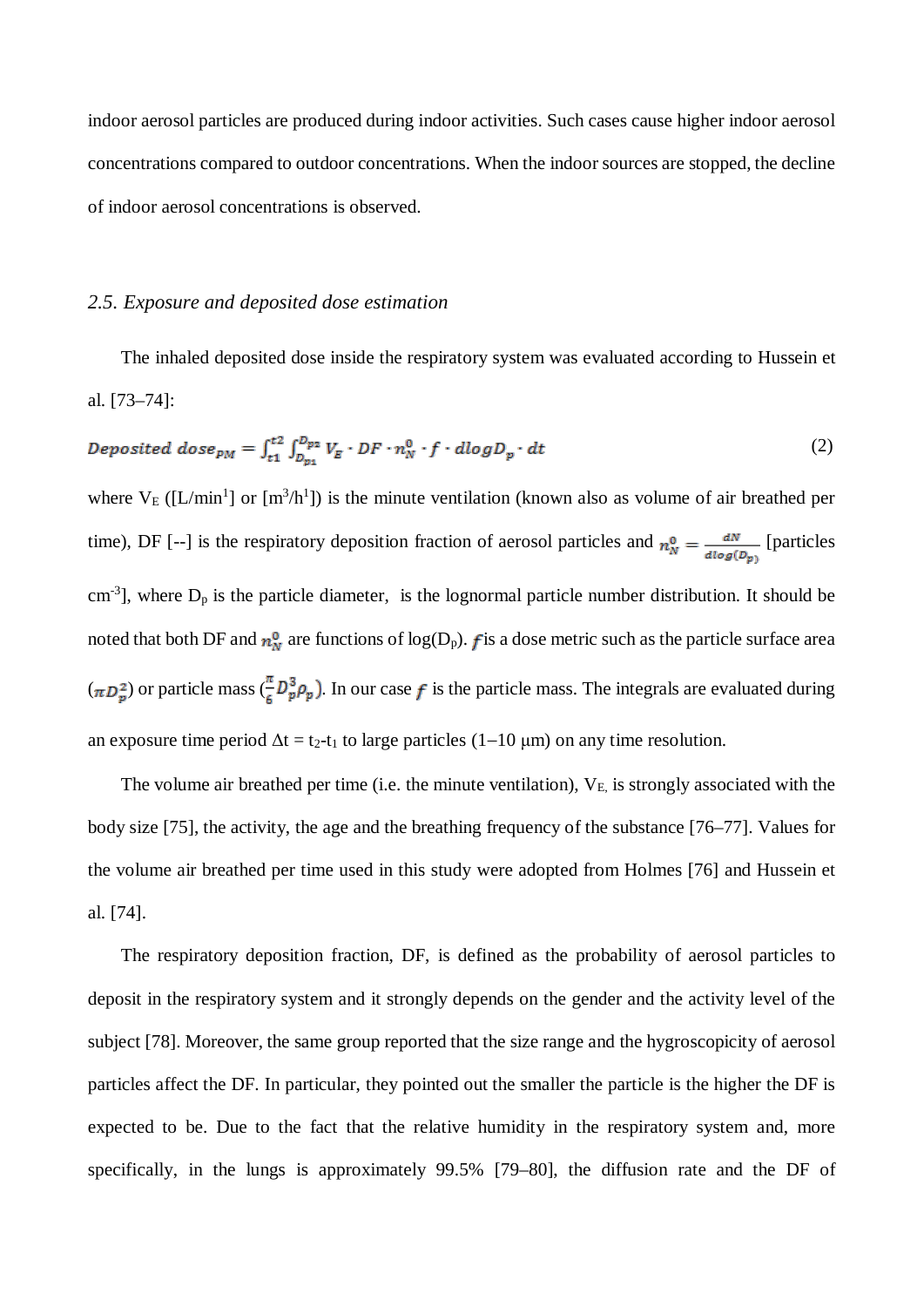indoor aerosol particles are produced during indoor activities. Such cases cause higher indoor aerosol concentrations compared to outdoor concentrations. When the indoor sources are stopped, the decline of indoor aerosol concentrations is observed.

### *2.5. Exposure and deposited dose estimation*

The inhaled deposited dose inside the respiratory system was evaluated according to Hussein et al. [73–74]:

$$Deposited\ dose_{PM} = \int_{t1}^{t2} \int_{D_{p1}}^{D_{p2}} V_E \cdot DF \cdot n_N^0 \cdot f \cdot dlogD_p \cdot dt \tag{2}$$

where $V_E$ ([L/min$^1$] or [m$^3$/h$^1$]) is the minute ventilation (known also as volume of air breathed per time), DF [--] is the respiratory deposition fraction of aerosol particles and $n_N^0 = \frac{dN}{dlog(D_p)}$ [particles cm$^{-3}$], where $D_p$ is the particle diameter, is the lognormal particle number distribution. It should be noted that both DF and $n_N^0$ are functions of log($D_p$). $f$ is a dose metric such as the particle surface area ($\pi D_p^2$) or particle mass ($\frac{\pi}{6} D_p^3 \rho_p$). In our case $f$ is the particle mass. The integrals are evaluated during an exposure time period $\Delta t = t_2 - t_1$ to large particles (1–10 μm) on any time resolution.

The volume air breathed per time (i.e. the minute ventilation), $V_E$, is strongly associated with the body size [75], the activity, the age and the breathing frequency of the substance [76–77]. Values for the volume air breathed per time used in this study were adopted from Holmes [76] and Hussein et al. [74].

The respiratory deposition fraction, DF, is defined as the probability of aerosol particles to deposit in the respiratory system and it strongly depends on the gender and the activity level of the subject [78]. Moreover, the same group reported that the size range and the hygroscopicity of aerosol particles affect the DF. In particular, they pointed out the smaller the particle is the higher the DF is expected to be. Due to the fact that the relative humidity in the respiratory system and, more specifically, in the lungs is approximately 99.5% [79–80], the diffusion rate and the DF of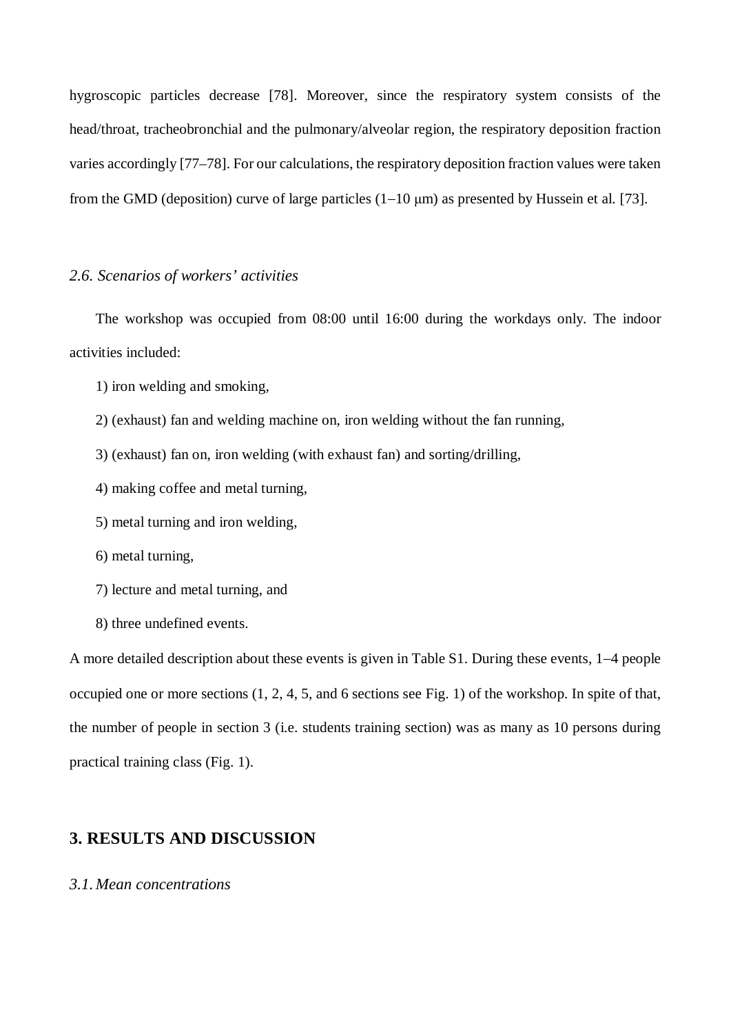hygroscopic particles decrease [78]. Moreover, since the respiratory system consists of the head/throat, tracheobronchial and the pulmonary/alveolar region, the respiratory deposition fraction varies accordingly [77–78]. For our calculations, the respiratory deposition fraction values were taken from the GMD (deposition) curve of large particles (1–10 μm) as presented by Hussein et al. [73].

### *2.6. Scenarios of workers' activities*

The workshop was occupied from 08:00 until 16:00 during the workdays only. The indoor activities included:

1) iron welding and smoking,

2) (exhaust) fan and welding machine on, iron welding without the fan running,

3) (exhaust) fan on, iron welding (with exhaust fan) and sorting/drilling,

4) making coffee and metal turning,

5) metal turning and iron welding,

6) metal turning,

7) lecture and metal turning, and

8) three undefined events.

A more detailed description about these events is given in Table S1. During these events, 1–4 people occupied one or more sections (1, 2, 4, 5, and 6 sections see Fig. 1) of the workshop. In spite of that, the number of people in section 3 (i.e. students training section) was as many as 10 persons during practical training class (Fig. 1).

## 3. RESULTS AND DISCUSSION

### *3.1. Mean concentrations*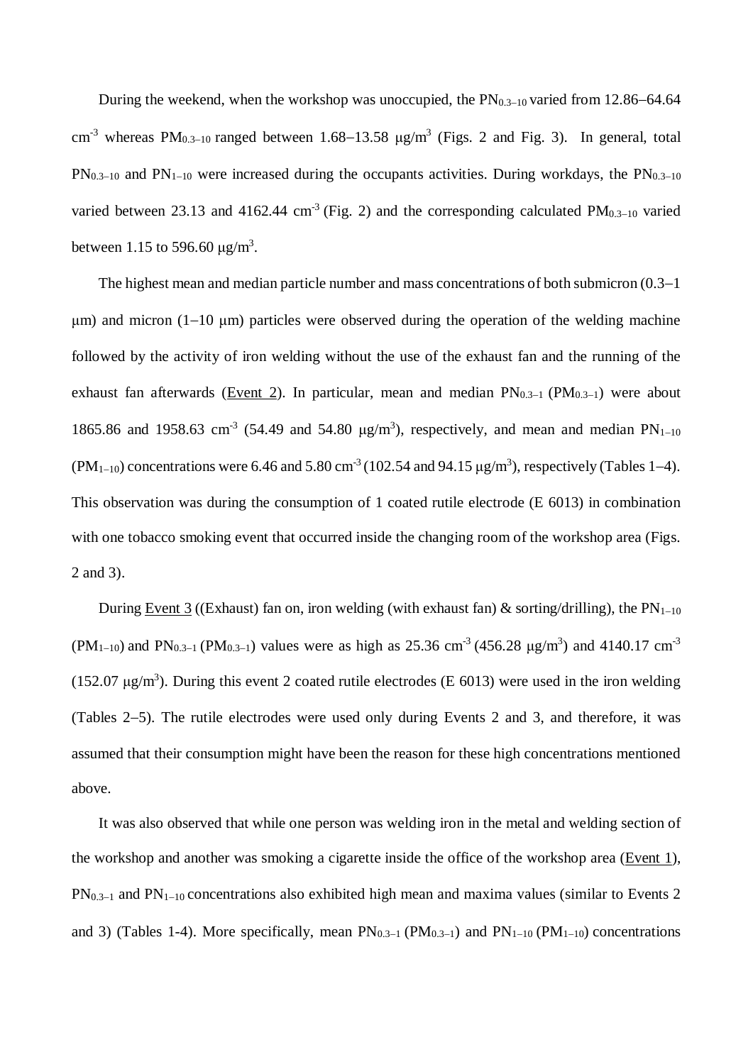During the weekend, when the workshop was unoccupied, the $PN_{0.3–10}$ varied from 12.86–64.64 $cm^{-3}$ whereas $PM_{0.3–10}$ ranged between 1.68–13.58 μg/$m^3$ (Figs. 2 and Fig. 3). In general, total $PN_{0.3–10}$ and $PN_{1–10}$ were increased during the occupants activities. During workdays, the $PN_{0.3–10}$ varied between 23.13 and 4162.44 $cm^{-3}$ (Fig. 2) and the corresponding calculated $PM_{0.3–10}$ varied between 1.15 to 596.60 μg/$m^3$.

The highest mean and median particle number and mass concentrations of both submicron (0.3–1 μm) and micron (1–10 μm) particles were observed during the operation of the welding machine followed by the activity of iron welding without the use of the exhaust fan and the running of the exhaust fan afterwards (Event 2). In particular, mean and median $PN_{0.3–1}$ ($PM_{0.3–1}$) were about 1865.86 and 1958.63 $cm^{-3}$ (54.49 and 54.80 μg/$m^3$), respectively, and mean and median $PN_{1–10}$ ($PM_{1–10}$) concentrations were 6.46 and 5.80 $cm^{-3}$ (102.54 and 94.15 μg/$m^3$), respectively (Tables 1–4). This observation was during the consumption of 1 coated rutile electrode (E 6013) in combination with one tobacco smoking event that occurred inside the changing room of the workshop area (Figs. 2 and 3).

During Event 3 ((Exhaust) fan on, iron welding (with exhaust fan) & sorting/drilling), the $PN_{1–10}$ ($PM_{1–10}$) and $PN_{0.3–1}$ ($PM_{0.3–1}$) values were as high as 25.36 $cm^{-3}$ (456.28 μg/$m^3$) and 4140.17 $cm^{-3}$ (152.07 μg/$m^3$). During this event 2 coated rutile electrodes (E 6013) were used in the iron welding (Tables 2–5). The rutile electrodes were used only during Events 2 and 3, and therefore, it was assumed that their consumption might have been the reason for these high concentrations mentioned above.

It was also observed that while one person was welding iron in the metal and welding section of the workshop and another was smoking a cigarette inside the office of the workshop area (Event 1), $PN_{0.3–1}$ and $PN_{1–10}$ concentrations also exhibited high mean and maxima values (similar to Events 2 and 3) (Tables 1-4). More specifically, mean $PN_{0.3–1}$ ($PM_{0.3–1}$) and $PN_{1–10}$ ($PM_{1–10}$) concentrations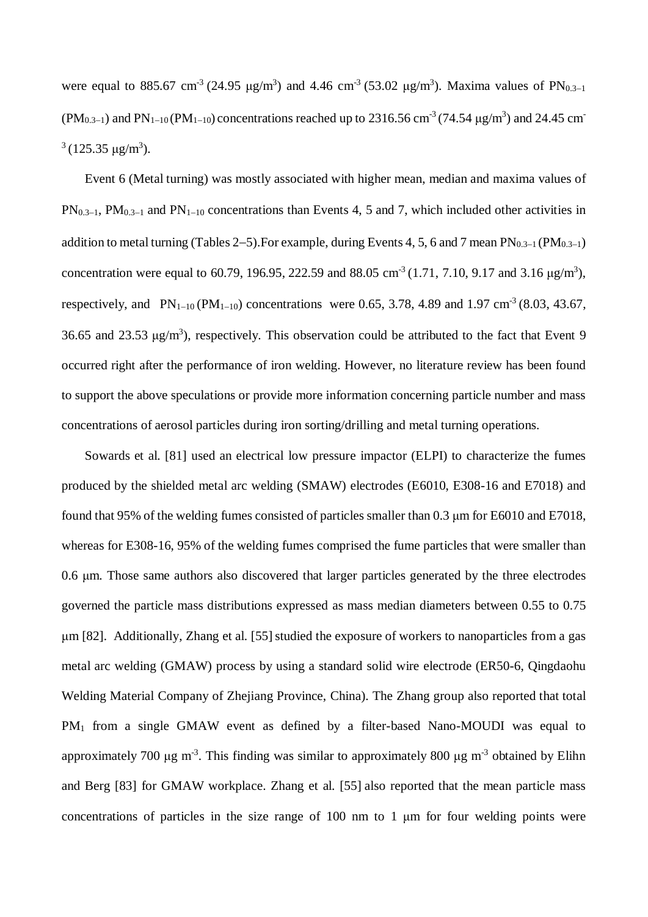were equal to 885.67 cm$^{-3}$ (24.95 μg/m$^3$) and 4.46 cm$^{-3}$ (53.02 μg/m$^3$). Maxima values of $PN_{0.3-1}$ ($PM_{0.3-1}$) and $PN_{1-10}$ ($PM_{1-10}$) concentrations reached up to 2316.56 cm$^{-3}$ (74.54 μg/m$^3$) and 24.45 cm$^{-3}$ (125.35 μg/m$^3$).

Event 6 (Metal turning) was mostly associated with higher mean, median and maxima values of $PN_{0.3-1}$, $PM_{0.3-1}$ and $PN_{1-10}$ concentrations than Events 4, 5 and 7, which included other activities in addition to metal turning (Tables 2–5).For example, during Events 4, 5, 6 and 7 mean $PN_{0.3-1}$ ($PM_{0.3-1}$) concentration were equal to 60.79, 196.95, 222.59 and 88.05 cm$^{-3}$ (1.71, 7.10, 9.17 and 3.16 μg/m$^3$), respectively, and $PN_{1-10}$ ($PM_{1-10}$) concentrations were 0.65, 3.78, 4.89 and 1.97 cm$^{-3}$ (8.03, 43.67, 36.65 and 23.53 μg/m$^3$), respectively. This observation could be attributed to the fact that Event 9 occurred right after the performance of iron welding. However, no literature review has been found to support the above speculations or provide more information concerning particle number and mass concentrations of aerosol particles during iron sorting/drilling and metal turning operations.

Sowards et al. [81] used an electrical low pressure impactor (ELPI) to characterize the fumes produced by the shielded metal arc welding (SMAW) electrodes (E6010, E308-16 and E7018) and found that 95% of the welding fumes consisted of particles smaller than 0.3 μm for E6010 and E7018, whereas for E308-16, 95% of the welding fumes comprised the fume particles that were smaller than 0.6 μm. Those same authors also discovered that larger particles generated by the three electrodes governed the particle mass distributions expressed as mass median diameters between 0.55 to 0.75 μm [82]. Additionally, Zhang et al. [55] studied the exposure of workers to nanoparticles from a gas metal arc welding (GMAW) process by using a standard solid wire electrode (ER50-6, Qingdaohu Welding Material Company of Zhejiang Province, China). The Zhang group also reported that total $PM_1$ from a single GMAW event as defined by a filter-based Nano-MOUDI was equal to approximately 700 μg m$^{-3}$. This finding was similar to approximately 800 μg m$^{-3}$ obtained by Elihn and Berg [83] for GMAW workplace. Zhang et al. [55] also reported that the mean particle mass concentrations of particles in the size range of 100 nm to 1 μm for four welding points were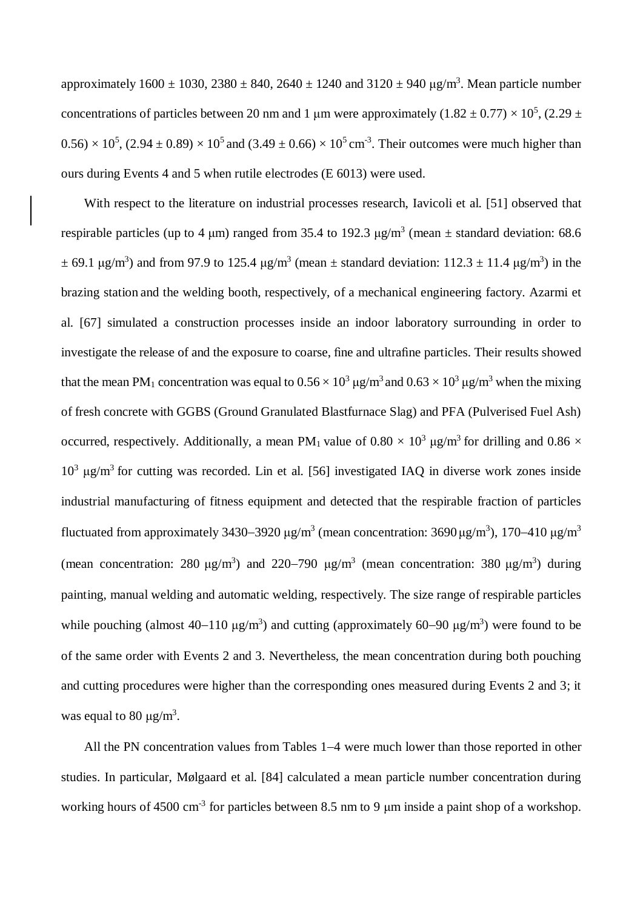approximately 1600 ± 1030, 2380 ± 840, 2640 ± 1240 and 3120 ± 940 μg/m$^3$. Mean particle number concentrations of particles between 20 nm and 1 μm were approximately (1.82 ± 0.77) × 10$^5$, (2.29 ± 0.56) × 10$^5$, (2.94 ± 0.89) × 10$^5$ and (3.49 ± 0.66) × 10$^5$ cm$^{-3}$. Their outcomes were much higher than ours during Events 4 and 5 when rutile electrodes (E 6013) were used.

With respect to the literature on industrial processes research, Iavicoli et al. [51] observed that respirable particles (up to 4 μm) ranged from 35.4 to 192.3 μg/m$^3$ (mean ± standard deviation: 68.6 ± 69.1 μg/m$^3$) and from 97.9 to 125.4 μg/m$^3$ (mean ± standard deviation: 112.3 ± 11.4 μg/m$^3$) in the brazing station and the welding booth, respectively, of a mechanical engineering factory. Azarmi et al. [67] simulated a construction processes inside an indoor laboratory surrounding in order to investigate the release of and the exposure to coarse, fine and ultrafine particles. Their results showed that the mean $PM_1$ concentration was equal to 0.56 × 10$^3$ μg/m$^3$ and 0.63 × 10$^3$ μg/m$^3$ when the mixing of fresh concrete with GGBS (Ground Granulated Blastfurnace Slag) and PFA (Pulverised Fuel Ash) occurred, respectively. Additionally, a mean $PM_1$ value of 0.80 × 10$^3$ μg/m$^3$ for drilling and 0.86 × 10$^3$ μg/m$^3$ for cutting was recorded. Lin et al. [56] investigated IAQ in diverse work zones inside industrial manufacturing of fitness equipment and detected that the respirable fraction of particles fluctuated from approximately 3430–3920 μg/m$^3$ (mean concentration: 3690 μg/m$^3$), 170–410 μg/m$^3$ (mean concentration: 280 μg/m$^3$) and 220–790 μg/m$^3$ (mean concentration: 380 μg/m$^3$) during painting, manual welding and automatic welding, respectively. The size range of respirable particles while pouching (almost 40–110 μg/m$^3$) and cutting (approximately 60–90 μg/m$^3$) were found to be of the same order with Events 2 and 3. Nevertheless, the mean concentration during both pouching and cutting procedures were higher than the corresponding ones measured during Events 2 and 3; it was equal to 80 μg/m$^3$.

All the PN concentration values from Tables 1–4 were much lower than those reported in other studies. In particular, Mølgaard et al. [84] calculated a mean particle number concentration during working hours of 4500 cm$^{-3}$ for particles between 8.5 nm to 9 μm inside a paint shop of a workshop.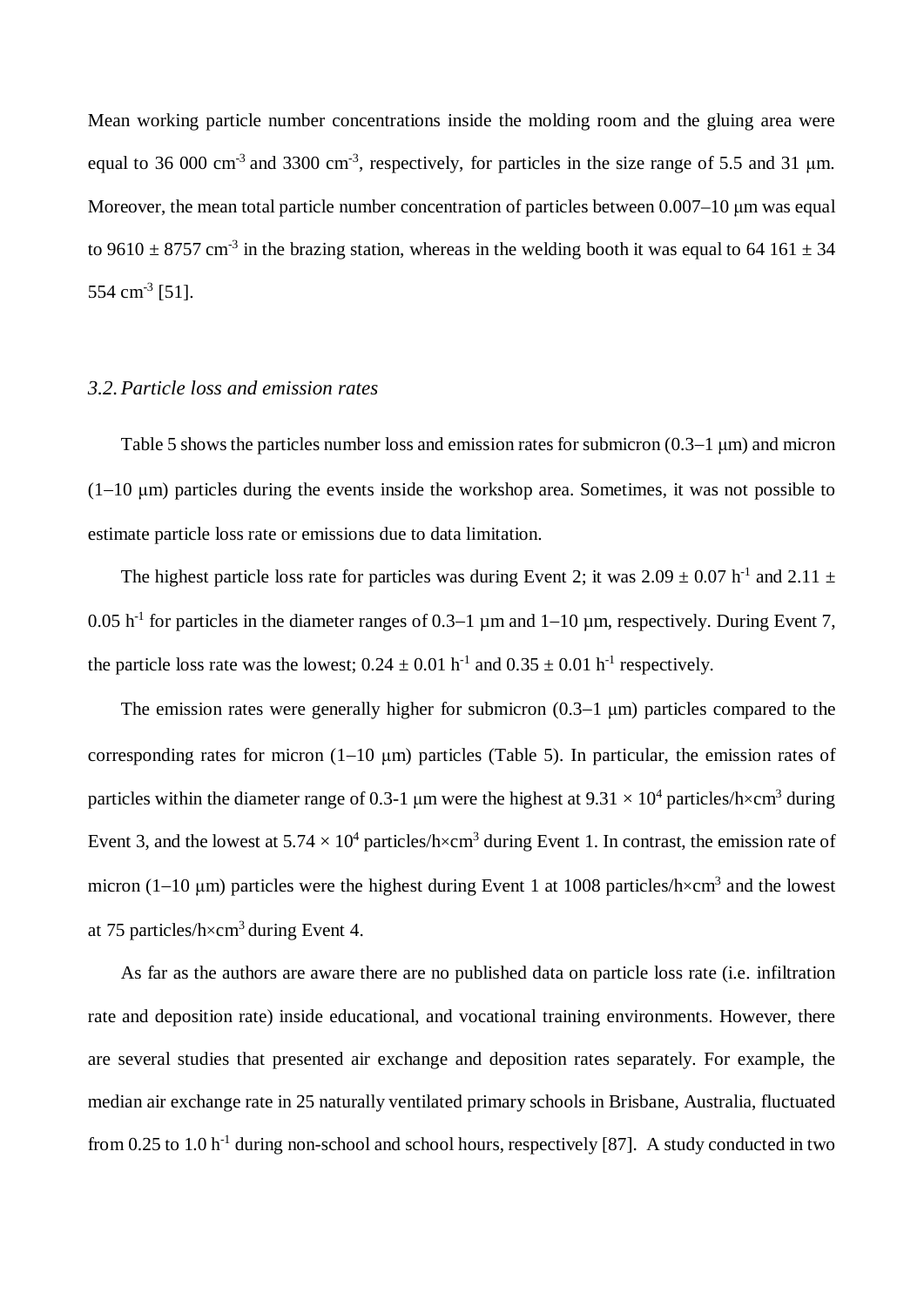Mean working particle number concentrations inside the molding room and the gluing area were equal to 36 000 $cm^{-3}$ and 3300 $cm^{-3}$, respectively, for particles in the size range of 5.5 and 31 μm. Moreover, the mean total particle number concentration of particles between 0.007–10 μm was equal to 9610 ± 8757 $cm^{-3}$ in the brazing station, whereas in the welding booth it was equal to 64 161 ± 34 554 $cm^{-3}$ [51].

### *3.2. Particle loss and emission rates*

Table 5 shows the particles number loss and emission rates for submicron (0.3–1 μm) and micron (1–10 μm) particles during the events inside the workshop area. Sometimes, it was not possible to estimate particle loss rate or emissions due to data limitation.

The highest particle loss rate for particles was during Event 2; it was 2.09 ± 0.07 $h^{-1}$ and 2.11 ± 0.05 $h^{-1}$ for particles in the diameter ranges of 0.3–1 μm and 1–10 μm, respectively. During Event 7, the particle loss rate was the lowest; 0.24 ± 0.01 $h^{-1}$ and 0.35 ± 0.01 $h^{-1}$ respectively.

The emission rates were generally higher for submicron (0.3–1 μm) particles compared to the corresponding rates for micron (1–10 μm) particles (Table 5). In particular, the emission rates of particles within the diameter range of 0.3-1 μm were the highest at $9.31 \times 10^4$ particles/h×$cm^3$ during Event 3, and the lowest at $5.74 \times 10^4$ particles/h×$cm^3$ during Event 1. In contrast, the emission rate of micron (1–10 μm) particles were the highest during Event 1 at 1008 particles/h×$cm^3$ and the lowest at 75 particles/h×$cm^3$ during Event 4.

As far as the authors are aware there are no published data on particle loss rate (i.e. infiltration rate and deposition rate) inside educational, and vocational training environments. However, there are several studies that presented air exchange and deposition rates separately. For example, the median air exchange rate in 25 naturally ventilated primary schools in Brisbane, Australia, fluctuated from 0.25 to 1.0 $h^{-1}$ during non-school and school hours, respectively [87]. A study conducted in two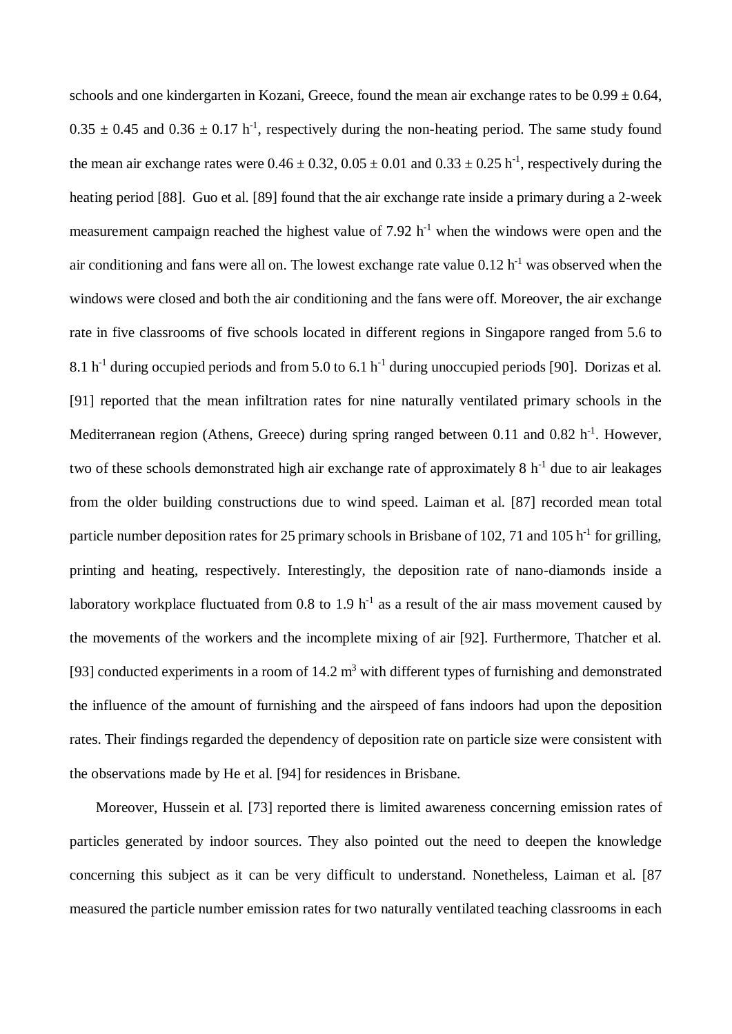schools and one kindergarten in Kozani, Greece, found the mean air exchange rates to be $0.99 \pm 0.64$, $0.35 \pm 0.45$ and $0.36 \pm 0.17\ h^{-1}$, respectively during the non-heating period. The same study found the mean air exchange rates were $0.46 \pm 0.32$, $0.05 \pm 0.01$ and $0.33 \pm 0.25\ h^{-1}$, respectively during the heating period [88]. Guo et al. [89] found that the air exchange rate inside a primary during a 2-week measurement campaign reached the highest value of $7.92\ h^{-1}$ when the windows were open and the air conditioning and fans were all on. The lowest exchange rate value $0.12\ h^{-1}$ was observed when the windows were closed and both the air conditioning and the fans were off. Moreover, the air exchange rate in five classrooms of five schools located in different regions in Singapore ranged from 5.6 to $8.1\ h^{-1}$ during occupied periods and from 5.0 to $6.1\ h^{-1}$ during unoccupied periods [90]. Dorizas et al. [91] reported that the mean infiltration rates for nine naturally ventilated primary schools in the Mediterranean region (Athens, Greece) during spring ranged between 0.11 and $0.82\ h^{-1}$. However, two of these schools demonstrated high air exchange rate of approximately $8\ h^{-1}$ due to air leakages from the older building constructions due to wind speed. Laiman et al. [87] recorded mean total particle number deposition rates for 25 primary schools in Brisbane of 102, 71 and $105\ h^{-1}$ for grilling, printing and heating, respectively. Interestingly, the deposition rate of nano-diamonds inside a laboratory workplace fluctuated from 0.8 to $1.9\ h^{-1}$ as a result of the air mass movement caused by the movements of the workers and the incomplete mixing of air [92]. Furthermore, Thatcher et al. [93] conducted experiments in a room of $14.2\ m^3$ with different types of furnishing and demonstrated the influence of the amount of furnishing and the airspeed of fans indoors had upon the deposition rates. Their findings regarded the dependency of deposition rate on particle size were consistent with the observations made by He et al. [94] for residences in Brisbane.

Moreover, Hussein et al. [73] reported there is limited awareness concerning emission rates of particles generated by indoor sources. They also pointed out the need to deepen the knowledge concerning this subject as it can be very difficult to understand. Nonetheless, Laiman et al. [87 measured the particle number emission rates for two naturally ventilated teaching classrooms in each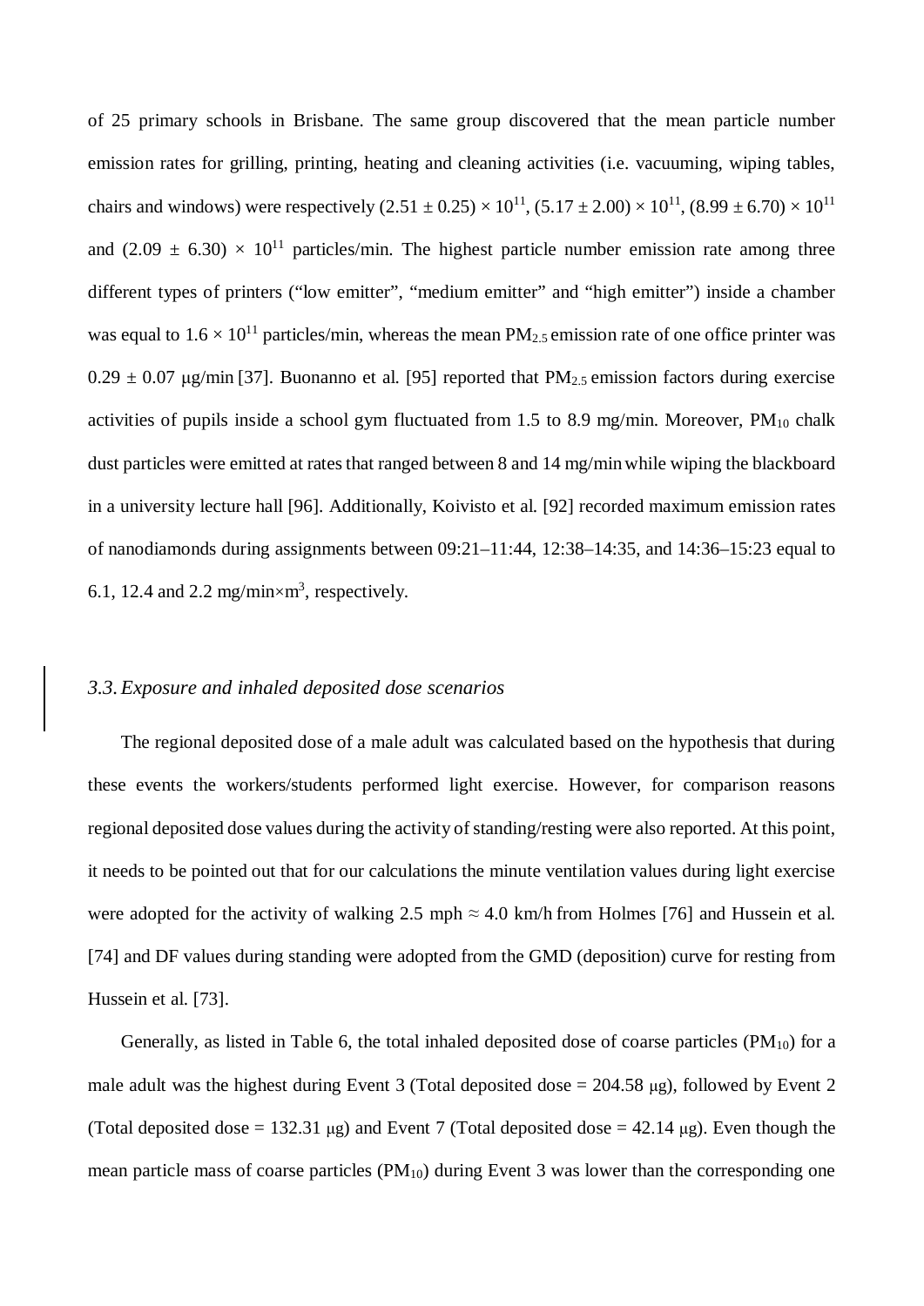of 25 primary schools in Brisbane. The same group discovered that the mean particle number emission rates for grilling, printing, heating and cleaning activities (i.e. vacuuming, wiping tables, chairs and windows) were respectively $(2.51 \pm 0.25) \times 10^{11}$, $(5.17 \pm 2.00) \times 10^{11}$, $(8.99 \pm 6.70) \times 10^{11}$ and $(2.09 \pm 6.30) \times 10^{11}$ particles/min. The highest particle number emission rate among three different types of printers ("low emitter", "medium emitter" and "high emitter") inside a chamber was equal to $1.6 \times 10^{11}$ particles/min, whereas the mean $PM_{2.5}$ emission rate of one office printer was $0.29 \pm 0.07$ μg/min [37]. Buonanno et al. [95] reported that $PM_{2.5}$ emission factors during exercise activities of pupils inside a school gym fluctuated from 1.5 to 8.9 mg/min. Moreover, $PM_{10}$ chalk dust particles were emitted at rates that ranged between 8 and 14 mg/min while wiping the blackboard in a university lecture hall [96]. Additionally, Koivisto et al. [92] recorded maximum emission rates of nanodiamonds during assignments between 09:21–11:44, 12:38–14:35, and 14:36–15:23 equal to 6.1, 12.4 and 2.2 mg/min×m$^3$, respectively.

### *3.3. Exposure and inhaled deposited dose scenarios*

The regional deposited dose of a male adult was calculated based on the hypothesis that during these events the workers/students performed light exercise. However, for comparison reasons regional deposited dose values during the activity of standing/resting were also reported. At this point, it needs to be pointed out that for our calculations the minute ventilation values during light exercise were adopted for the activity of walking 2.5 mph ≈ 4.0 km/h from Holmes [76] and Hussein et al. [74] and DF values during standing were adopted from the GMD (deposition) curve for resting from Hussein et al. [73].

Generally, as listed in Table 6, the total inhaled deposited dose of coarse particles ($PM_{10}$) for a male adult was the highest during Event 3 (Total deposited dose = 204.58 μg), followed by Event 2 (Total deposited dose = 132.31 μg) and Event 7 (Total deposited dose = 42.14 μg). Even though the mean particle mass of coarse particles ($PM_{10}$) during Event 3 was lower than the corresponding one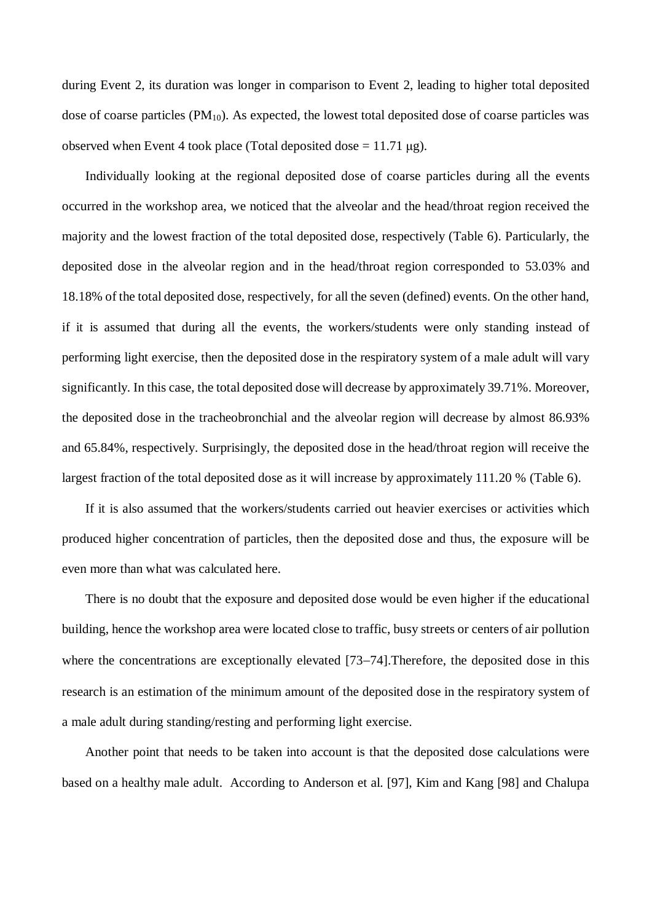during Event 2, its duration was longer in comparison to Event 2, leading to higher total deposited dose of coarse particles ($PM_{10}$). As expected, the lowest total deposited dose of coarse particles was observed when Event 4 took place (Total deposited dose = 11.71 μg).

Individually looking at the regional deposited dose of coarse particles during all the events occurred in the workshop area, we noticed that the alveolar and the head/throat region received the majority and the lowest fraction of the total deposited dose, respectively (Table 6). Particularly, the deposited dose in the alveolar region and in the head/throat region corresponded to 53.03% and 18.18% of the total deposited dose, respectively, for all the seven (defined) events. On the other hand, if it is assumed that during all the events, the workers/students were only standing instead of performing light exercise, then the deposited dose in the respiratory system of a male adult will vary significantly. In this case, the total deposited dose will decrease by approximately 39.71%. Moreover, the deposited dose in the tracheobronchial and the alveolar region will decrease by almost 86.93% and 65.84%, respectively. Surprisingly, the deposited dose in the head/throat region will receive the largest fraction of the total deposited dose as it will increase by approximately 111.20 % (Table 6).

If it is also assumed that the workers/students carried out heavier exercises or activities which produced higher concentration of particles, then the deposited dose and thus, the exposure will be even more than what was calculated here.

There is no doubt that the exposure and deposited dose would be even higher if the educational building, hence the workshop area were located close to traffic, busy streets or centers of air pollution where the concentrations are exceptionally elevated [73–74].Therefore, the deposited dose in this research is an estimation of the minimum amount of the deposited dose in the respiratory system of a male adult during standing/resting and performing light exercise.

Another point that needs to be taken into account is that the deposited dose calculations were based on a healthy male adult. According to Anderson et al. [97], Kim and Kang [98] and Chalupa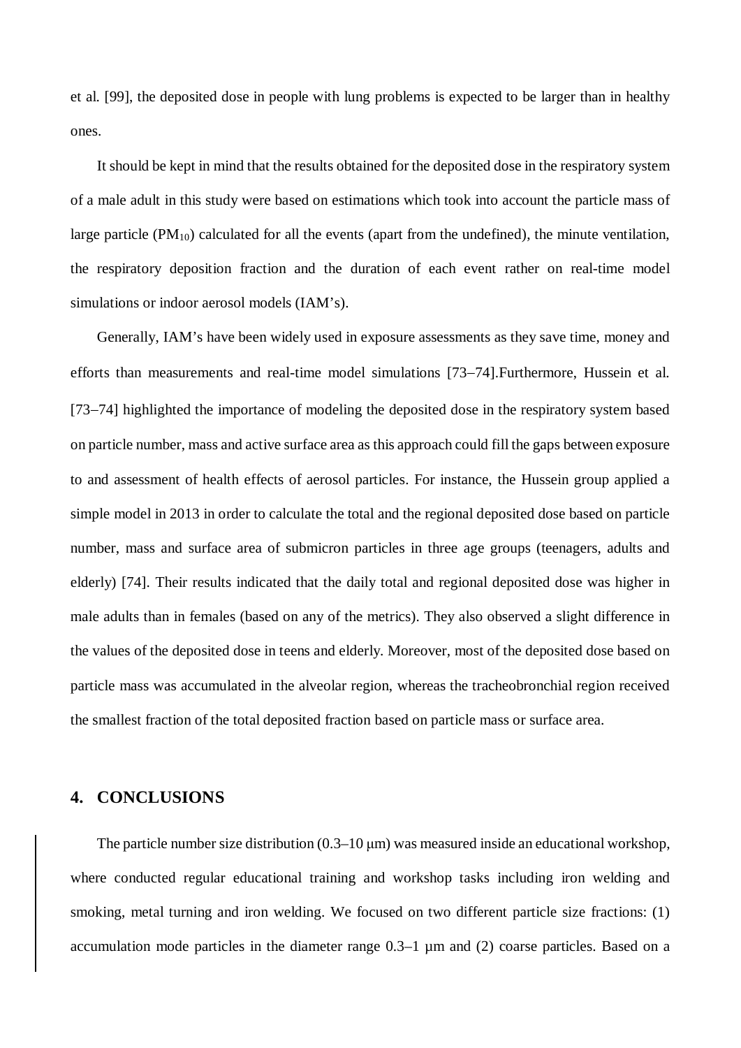et al. [99], the deposited dose in people with lung problems is expected to be larger than in healthy ones.

It should be kept in mind that the results obtained for the deposited dose in the respiratory system of a male adult in this study were based on estimations which took into account the particle mass of large particle ($PM_{10}$) calculated for all the events (apart from the undefined), the minute ventilation, the respiratory deposition fraction and the duration of each event rather on real-time model simulations or indoor aerosol models (IAM's).

Generally, IAM's have been widely used in exposure assessments as they save time, money and efforts than measurements and real-time model simulations [73–74].Furthermore, Hussein et al. [73–74] highlighted the importance of modeling the deposited dose in the respiratory system based on particle number, mass and active surface area as this approach could fill the gaps between exposure to and assessment of health effects of aerosol particles. For instance, the Hussein group applied a simple model in 2013 in order to calculate the total and the regional deposited dose based on particle number, mass and surface area of submicron particles in three age groups (teenagers, adults and elderly) [74]. Their results indicated that the daily total and regional deposited dose was higher in male adults than in females (based on any of the metrics). They also observed a slight difference in the values of the deposited dose in teens and elderly. Moreover, most of the deposited dose based on particle mass was accumulated in the alveolar region, whereas the tracheobronchial region received the smallest fraction of the total deposited fraction based on particle mass or surface area.

## 4. CONCLUSIONS

The particle number size distribution (0.3–10 μm) was measured inside an educational workshop, where conducted regular educational training and workshop tasks including iron welding and smoking, metal turning and iron welding. We focused on two different particle size fractions: (1) accumulation mode particles in the diameter range 0.3–1 μm and (2) coarse particles. Based on a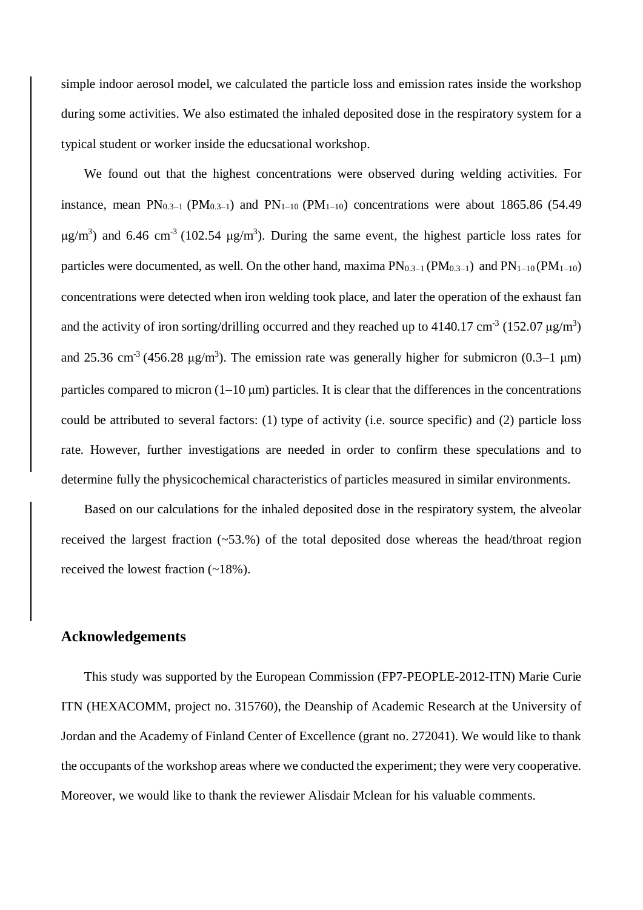simple indoor aerosol model, we calculated the particle loss and emission rates inside the workshop during some activities. We also estimated the inhaled deposited dose in the respiratory system for a typical student or worker inside the educsational workshop.

We found out that the highest concentrations were observed during welding activities. For instance, mean $PN_{0.3-1}$ ($PM_{0.3-1}$) and $PN_{1-10}$ ($PM_{1-10}$) concentrations were about 1865.86 (54.49 $\mu g/m^3$) and 6.46 $cm^{-3}$ (102.54 $\mu g/m^3$). During the same event, the highest particle loss rates for particles were documented, as well. On the other hand, maxima $PN_{0.3-1}$ ($PM_{0.3-1}$) and $PN_{1-10}$ ($PM_{1-10}$) concentrations were detected when iron welding took place, and later the operation of the exhaust fan and the activity of iron sorting/drilling occurred and they reached up to 4140.17 $cm^{-3}$ (152.07 $\mu g/m^3$) and 25.36 $cm^{-3}$ (456.28 $\mu g/m^3$). The emission rate was generally higher for submicron (0.3–1 μm) particles compared to micron (1–10 μm) particles. It is clear that the differences in the concentrations could be attributed to several factors: (1) type of activity (i.e. source specific) and (2) particle loss rate. However, further investigations are needed in order to confirm these speculations and to determine fully the physicochemical characteristics of particles measured in similar environments.

Based on our calculations for the inhaled deposited dose in the respiratory system, the alveolar received the largest fraction (~53.%) of the total deposited dose whereas the head/throat region received the lowest fraction (~18%).

## Acknowledgements

This study was supported by the European Commission (FP7-PEOPLE-2012-ITN) Marie Curie ITN (HEXACOMM, project no. 315760), the Deanship of Academic Research at the University of Jordan and the Academy of Finland Center of Excellence (grant no. 272041). We would like to thank the occupants of the workshop areas where we conducted the experiment; they were very cooperative. Moreover, we would like to thank the reviewer Alisdair Mclean for his valuable comments.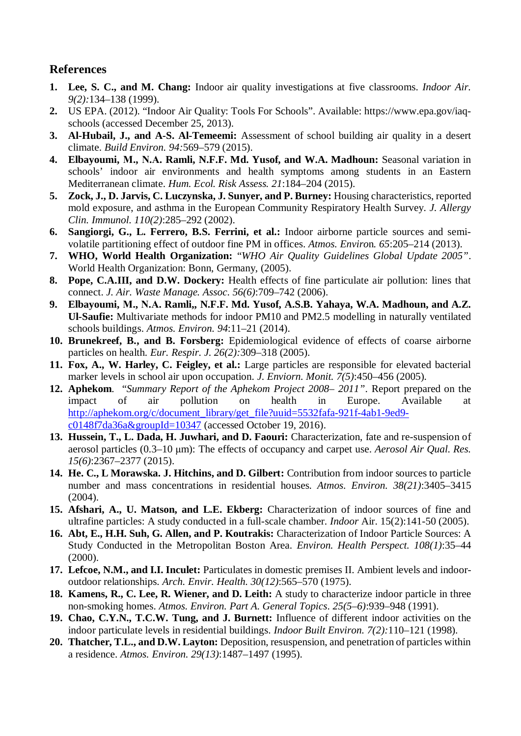## References

1. **Lee, S. C., and M. Chang:** Indoor air quality investigations at five classrooms. *Indoor Air. 9(2):*134–138 (1999).
2. US EPA. (2012). "Indoor Air Quality: Tools For Schools". Available: https://www.epa.gov/iaq-schools (accessed December 25, 2013).
3. **Al-Hubail, J., and A-S. Al-Temeemi:** Assessment of school building air quality in a desert climate. *Build Environ. 94:*569–579 (2015).
4. **Elbayoumi, M., N.A. Ramli, N.F.F. Md. Yusof, and W.A. Madhoun:** Seasonal variation in schools' indoor air environments and health symptoms among students in an Eastern Mediterranean climate. *Hum. Ecol. Risk Assess. 21*:184–204 (2015).
5. **Zock, J., D. Jarvis, C. Luczynska, J. Sunyer, and P. Burney:** Housing characteristics, reported mold exposure, and asthma in the European Community Respiratory Health Survey. *J. Allergy Clin. Immunol. 110(2)*:285–292 (2002).
6. **Sangiorgi, G., L. Ferrero, B.S. Ferrini, et al.:** Indoor airborne particle sources and semi-volatile partitioning effect of outdoor fine PM in offices. *Atmos. Environ. 65*:205–214 (2013).
7. **WHO, World Health Organization:** "*WHO Air Quality Guidelines Global Update 2005"*. World Health Organization: Bonn, Germany, (2005).
8. **Pope, C.A.III, and D.W. Dockery:** Health effects of fine particulate air pollution: lines that connect. *J. Air. Waste Manage. Assoc. 56(6)*:709–742 (2006).
9. **Elbayoumi, M., N.A. Ramli,, N.F.F. Md. Yusof, A.S.B. Yahaya, W.A. Madhoun, and A.Z. Ul-Saufie:** Multivariate methods for indoor PM10 and PM2.5 modelling in naturally ventilated schools buildings. *Atmos. Environ. 94*:11–21 (2014).
10. **Brunekreef, B., and B. Forsberg:** Epidemiological evidence of effects of coarse airborne particles on health. *Eur. Respir. J. 26(2):*309–318 (2005).
11. **Fox, A., W. Harley, C. Feigley, et al.:** Large particles are responsible for elevated bacterial marker levels in school air upon occupation. *J. Enviorn. Monit. 7(5)*:450–456 (2005).
12. **Aphekom**. "*Summary Report of the Aphekom Project 2008– 2011"*. Report prepared on the impact of air pollution on health in Europe. Available at http://aphekom.org/c/document_library/get_file?uuid=5532fafa-921f-4ab1-9ed9-c0148f7da36a&groupId=10347 (accessed October 19, 2016).
13. **Hussein, T., L. Dada, H. Juwhari, and D. Faouri:** Characterization, fate and re-suspension of aerosol particles (0.3–10 μm): The effects of occupancy and carpet use. *Aerosol Air Qual. Res. 15(6)*:2367–2377 (2015).
14. **He. C., L Morawska. J. Hitchins, and D. Gilbert:** Contribution from indoor sources to particle number and mass concentrations in residential houses. *Atmos. Environ. 38(21)*:3405–3415 (2004).
15. **Afshari, A., U. Matson, and L.E. Ekberg:** Characterization of indoor sources of fine and ultrafine particles: A study conducted in a full-scale chamber. *Indoor* Air. 15(2):141-50 (2005).
16. **Abt, E., H.H. Suh, G. Allen, and P. Koutrakis:** Characterization of Indoor Particle Sources: A Study Conducted in the Metropolitan Boston Area. *Environ. Health Perspect. 108(1)*:35–44 (2000).
17. **Lefcoe, N.M., and I.I. Inculet:** Particulates in domestic premises II. Ambient levels and indoor-outdoor relationships. *Arch. Envir. Health. 30(12)*:565–570 (1975).
18. **Kamens, R., C. Lee, R. Wiener, and D. Leith:** A study to characterize indoor particle in three non-smoking homes. *Atmos. Environ. Part A. General Topics. 25(5–6)*:939–948 (1991).
19. **Chao, C.Y.N., T.C.W. Tung, and J. Burnett:** Influence of different indoor activities on the indoor particulate levels in residential buildings. *Indoor Built Environ. 7(2):*110–121 (1998).
20. **Thatcher, T.L., and D.W. Layton:** Deposition, resuspension, and penetration of particles within a residence. *Atmos. Environ. 29(13)*:1487–1497 (1995).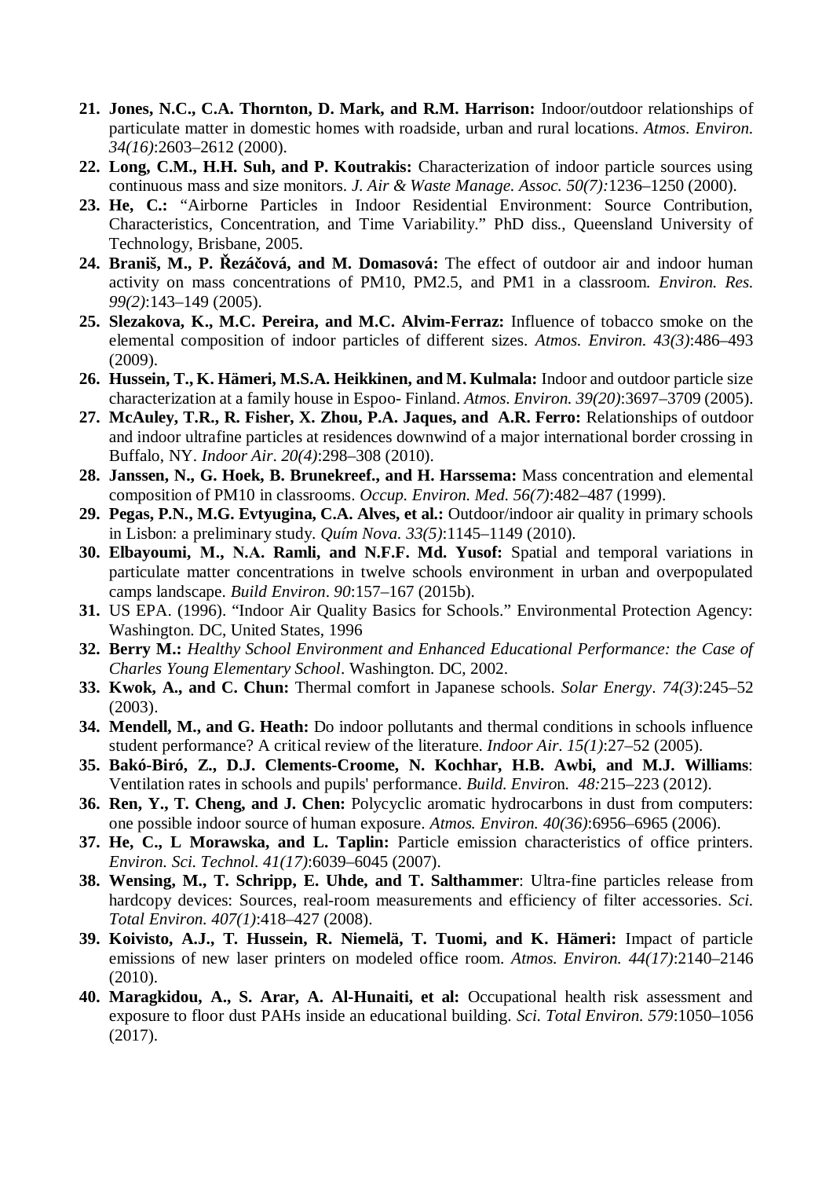21. **Jones, N.C., C.A. Thornton, D. Mark, and R.M. Harrison:** Indoor/outdoor relationships of particulate matter in domestic homes with roadside, urban and rural locations. *Atmos. Environ. 34(16)*:2603–2612 (2000).
22. **Long, C.M., H.H. Suh, and P. Koutrakis:** Characterization of indoor particle sources using continuous mass and size monitors. *J. Air & Waste Manage. Assoc. 50(7):*1236–1250 (2000).
23. **He, C.:** "Airborne Particles in Indoor Residential Environment: Source Contribution, Characteristics, Concentration, and Time Variability." PhD diss., Queensland University of Technology, Brisbane, 2005.
24. **Braniš, M., P. Řezáčová, and M. Domasová:** The effect of outdoor air and indoor human activity on mass concentrations of PM10, PM2.5, and PM1 in a classroom. *Environ. Res. 99(2)*:143–149 (2005).
25. **Slezakova, K., M.C. Pereira, and M.C. Alvim-Ferraz:** Influence of tobacco smoke on the elemental composition of indoor particles of different sizes. *Atmos. Environ. 43(3)*:486–493 (2009).
26. **Hussein, T., K. Hämeri, M.S.A. Heikkinen, and M. Kulmala:** Indoor and outdoor particle size characterization at a family house in Espoo- Finland. *Atmos. Environ. 39(20)*:3697–3709 (2005).
27. **McAuley, T.R., R. Fisher, X. Zhou, P.A. Jaques, and A.R. Ferro:** Relationships of outdoor and indoor ultrafine particles at residences downwind of a major international border crossing in Buffalo, NY. *Indoor Air*. *20(4)*:298–308 (2010).
28. **Janssen, N., G. Hoek, B. Brunekreef., and H. Harssema:** Mass concentration and elemental composition of PM10 in classrooms. *Occup. Environ. Med. 56(7)*:482–487 (1999).
29. **Pegas, P.N., M.G. Evtyugina, C.A. Alves, et al.:** Outdoor/indoor air quality in primary schools in Lisbon: a preliminary study. *Quím Nova. 33(5)*:1145–1149 (2010).
30. **Elbayoumi, M., N.A. Ramli, and N.F.F. Md. Yusof:** Spatial and temporal variations in particulate matter concentrations in twelve schools environment in urban and overpopulated camps landscape. *Build Environ*. *90*:157–167 (2015b).
31. US EPA. (1996). "Indoor Air Quality Basics for Schools." Environmental Protection Agency: Washington. DC, United States, 1996
32. **Berry M.:** *Healthy School Environment and Enhanced Educational Performance: the Case of Charles Young Elementary School*. Washington. DC, 2002.
33. **Kwok, A., and C. Chun:** Thermal comfort in Japanese schools. *Solar Energy*. *74(3)*:245–52 (2003).
34. **Mendell, M., and G. Heath:** Do indoor pollutants and thermal conditions in schools influence student performance? A critical review of the literature. *Indoor Air. 15(1)*:27–52 (2005).
35. **Bakó-Biró, Z., D.J. Clements-Croome, N. Kochhar, H.B. Awbi, and M.J. Williams**: Ventilation rates in schools and pupils' performance. *Build. Enviro*n. *48:*215–223 (2012).
36. **Ren, Y., T. Cheng, and J. Chen:** Polycyclic aromatic hydrocarbons in dust from computers: one possible indoor source of human exposure. *Atmos. Environ. 40(36)*:6956–6965 (2006).
37. **He, C., L Morawska, and L. Taplin:** Particle emission characteristics of office printers. *Environ. Sci. Technol. 41(17)*:6039–6045 (2007).
38. **Wensing, M., T. Schripp, E. Uhde, and T. Salthammer**: Ultra-fine particles release from hardcopy devices: Sources, real-room measurements and efficiency of filter accessories. *Sci. Total Environ. 407(1)*:418–427 (2008).
39. **Koivisto, A.J., T. Hussein, R. Niemelä, T. Tuomi, and K. Hämeri:** Impact of particle emissions of new laser printers on modeled office room. *Atmos. Environ. 44(17)*:2140–2146 (2010).
40. **Maragkidou, A., S. Arar, A. Al-Hunaiti, et al:** Occupational health risk assessment and exposure to floor dust PAHs inside an educational building. *Sci. Total Environ. 579*:1050–1056 (2017).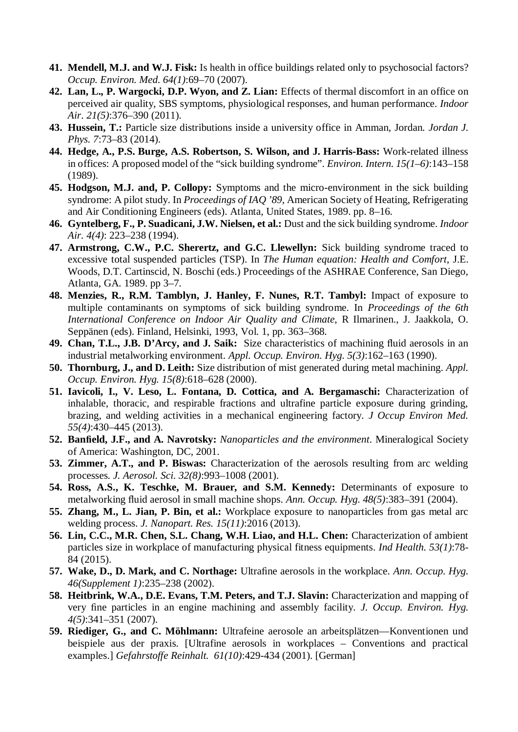41. **Mendell, M.J. and W.J. Fisk:** Is health in office buildings related only to psychosocial factors? *Occup. Environ. Med. 64(1)*:69–70 (2007).
42. **Lan, L., P. Wargocki, D.P. Wyon, and Z. Lian:** Effects of thermal discomfort in an office on perceived air quality, SBS symptoms, physiological responses, and human performance. *Indoor Air*. *21(5)*:376–390 (2011).
43. **Hussein, T.:** Particle size distributions inside a university office in Amman, Jordan. *Jordan J. Phys. 7*:73–83 (2014).
44. **Hedge, A., P.S. Burge, A.S. Robertson, S. Wilson, and J. Harris-Bass:** Work-related illness in offices: A proposed model of the "sick building syndrome". *Environ. Intern. 15(1–6)*:143–158 (1989).
45. **Hodgson, M.J. and, P. Collopy:** Symptoms and the micro-environment in the sick building syndrome: A pilot study. In *Proceedings of IAQ '89*, American Society of Heating, Refrigerating and Air Conditioning Engineers (eds). Atlanta, United States, 1989. pp. 8–16.
46. **Gyntelberg, F., P. Suadicani, J.W. Nielsen, et al.:** Dust and the sick building syndrome. *Indoor Air. 4(4)*: 223–238 (1994).
47. **Armstrong, C.W., P.C. Sherertz, and G.C. Llewellyn:** Sick building syndrome traced to excessive total suspended particles (TSP). In *The Human equation: Health and Comfort*, J.E. Woods, D.T. Cartinscid, N. Boschi (eds.) Proceedings of the ASHRAE Conference, San Diego, Atlanta, GA. 1989. pp 3–7.
48. **Menzies, R., R.M. Tamblyn, J. Hanley, F. Nunes, R.T. Tambyl:** Impact of exposure to multiple contaminants on symptoms of sick building syndrome. In *Proceedings of the 6th International Conference on Indoor Air Quality and Climate*, R Ilmarinen., J. Jaakkola, O. Seppänen (eds). Finland, Helsinki, 1993, Vol. 1, pp. 363–368.
49. **Chan, T.L., J.B. D'Arcy, and J. Saik:** Size characteristics of machining fluid aerosols in an industrial metalworking environment. *Appl. Occup. Environ. Hyg. 5(3)*:162–163 (1990).
50. **Thornburg, J., and D. Leith:** Size distribution of mist generated during metal machining. *Appl. Occup. Environ. Hyg. 15(8)*:618–628 (2000).
51. **Iavicoli, I., V. Leso, L. Fontana, D. Cottica, and A. Bergamaschi:** Characterization of inhalable, thoracic, and respirable fractions and ultrafine particle exposure during grinding, brazing, and welding activities in a mechanical engineering factory. *J Occup Environ Med. 55(4)*:430–445 (2013).
52. **Banfield, J.F., and A. Navrotsky:** *Nanoparticles and the environment*. Mineralogical Society of America: Washington, DC, 2001.
53. **Zimmer, A.T., and P. Biswas:** Characterization of the aerosols resulting from arc welding processes. *J. Aerosol. Sci. 32(8)*:993–1008 (2001).
54. **Ross, A.S., K. Teschke, M. Brauer, and S.M. Kennedy:** Determinants of exposure to metalworking fluid aerosol in small machine shops. *Ann. Occup. Hyg. 48(5)*:383–391 (2004).
55. **Zhang, M., L. Jian, P. Bin, et al.:** Workplace exposure to nanoparticles from gas metal arc welding process. *J. Nanopart. Res. 15(11)*:2016 (2013).
56. **Lin, C.C., M.R. Chen, S.L. Chang, W.H. Liao, and H.L. Chen:** Characterization of ambient particles size in workplace of manufacturing physical fitness equipments. *Ind Health. 53(1)*:78-84 (2015).
57. **Wake, D., D. Mark, and C. Northage:** Ultrafine aerosols in the workplace. *Ann. Occup. Hyg. 46(Supplement 1)*:235–238 (2002).
58. **Heitbrink, W.A., D.E. Evans, T.M. Peters, and T.J. Slavin:** Characterization and mapping of very fine particles in an engine machining and assembly facility. *J. Occup. Environ. Hyg. 4(5)*:341–351 (2007).
59. **Riediger, G., and C. Möhlmann:** Ultrafeine aerosole an arbeitsplätzen—Konventionen und beispiele aus der praxis. [Ultrafine aerosols in workplaces – Conventions and practical examples.] *Gefahrstoffe Reinhalt. 61(10)*:429-434 (2001). [German]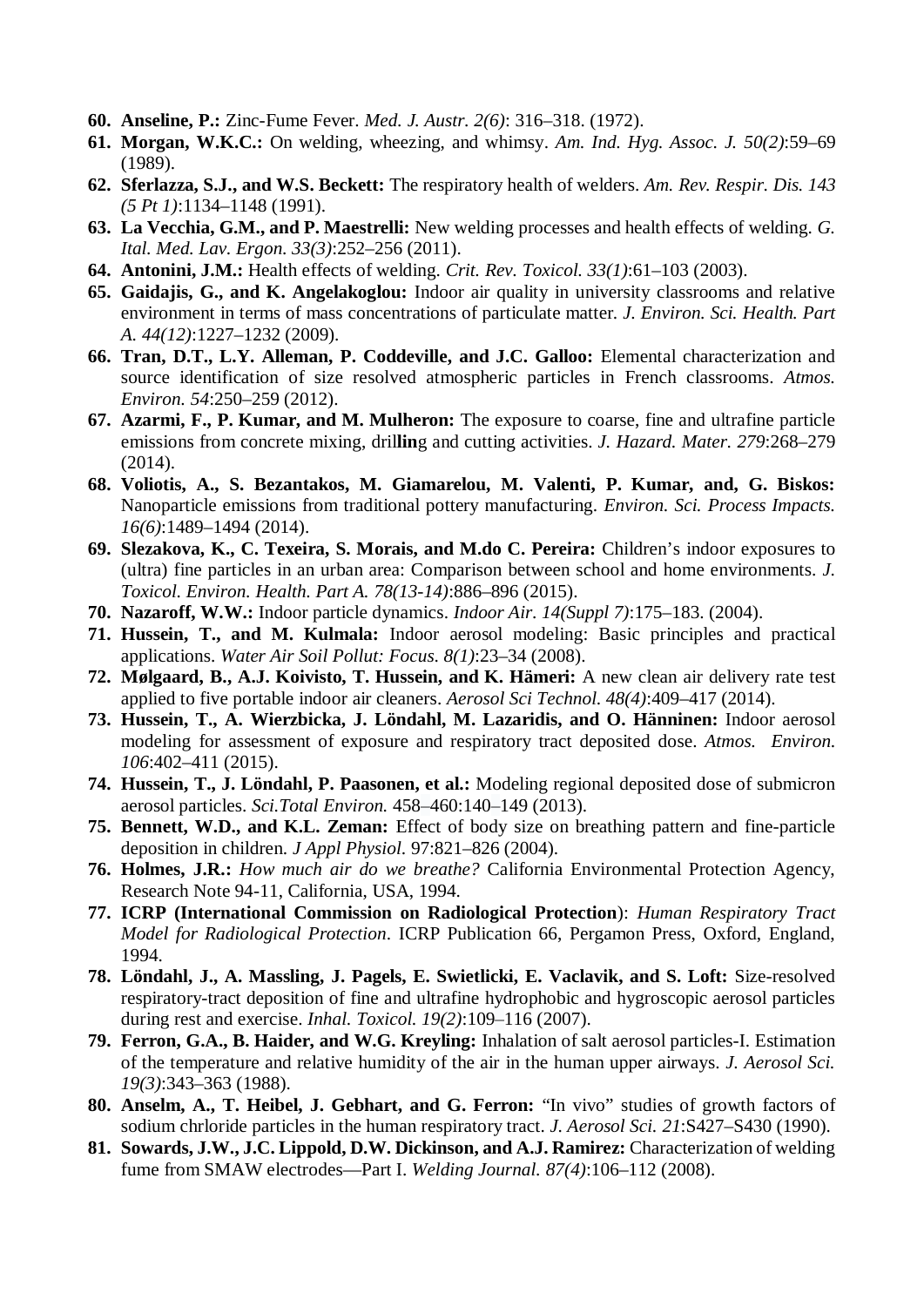60. **Anseline, P.:** Zinc-Fume Fever. *Med. J. Austr. 2(6)*: 316–318. (1972).
61. **Morgan, W.K.C.:** On welding, wheezing, and whimsy. *Am. Ind. Hyg. Assoc. J. 50(2)*:59–69 (1989).
62. **Sferlazza, S.J., and W.S. Beckett:** The respiratory health of welders. *Am. Rev. Respir. Dis. 143 (5 Pt 1)*:1134–1148 (1991).
63. **La Vecchia, G.M., and P. Maestrelli:** New welding processes and health effects of welding. *G. Ital. Med. Lav. Ergon. 33(3)*:252–256 (2011).
64. **Antonini, J.M.:** Health effects of welding. *Crit. Rev. Toxicol. 33(1)*:61–103 (2003).
65. **Gaidajis, G., and K. Angelakoglou:** Indoor air quality in university classrooms and relative environment in terms of mass concentrations of particulate matter. *J. Environ. Sci. Health. Part A. 44(12)*:1227–1232 (2009).
66. **Tran, D.T., L.Y. Alleman, P. Coddeville, and J.C. Galloo:** Elemental characterization and source identification of size resolved atmospheric particles in French classrooms. *Atmos. Environ. 54*:250–259 (2012).
67. **Azarmi, F., P. Kumar, and M. Mulheron:** The exposure to coarse, fine and ultrafine particle emissions from concrete mixing, dril**lin**g and cutting activities. *J. Hazard. Mater. 279*:268–279 (2014).
68. **Voliotis, A., S. Bezantakos, M. Giamarelou, M. Valenti, P. Kumar, and, G. Biskos:** Nanoparticle emissions from traditional pottery manufacturing. *Environ. Sci. Process Impacts. 16(6)*:1489–1494 (2014).
69. **Slezakova, K., C. Texeira, S. Morais, and M.do C. Pereira:** Children's indoor exposures to (ultra) fine particles in an urban area: Comparison between school and home environments. *J. Toxicol. Environ. Health. Part A. 78(13-14)*:886–896 (2015).
70. **Nazaroff, W.W.:** Indoor particle dynamics. *Indoor Air. 14(Suppl 7)*:175–183. (2004).
71. **Hussein, T., and M. Kulmala:** Indoor aerosol modeling: Basic principles and practical applications. *Water Air Soil Pollut: Focus. 8(1)*:23–34 (2008).
72. **Mølgaard, B., A.J. Koivisto, T. Hussein, and K. Hämeri:** A new clean air delivery rate test applied to five portable indoor air cleaners. *Aerosol Sci Technol. 48(4)*:409–417 (2014).
73. **Hussein, T., A. Wierzbicka, J. Löndahl, M. Lazaridis, and O. Hänninen:** Indoor aerosol modeling for assessment of exposure and respiratory tract deposited dose. *Atmos. Environ. 106*:402–411 (2015).
74. **Hussein, T., J. Löndahl, P. Paasonen, et al.:** Modeling regional deposited dose of submicron aerosol particles. *Sci.Total Environ.* 458–460:140–149 (2013).
75. **Bennett, W.D., and K.L. Zeman:** Effect of body size on breathing pattern and fine-particle deposition in children. *J Appl Physiol*. 97:821–826 (2004).
76. **Holmes, J.R.:** *How much air do we breathe?* California Environmental Protection Agency, Research Note 94-11, California, USA, 1994.
77. **ICRP (International Commission on Radiological Protection**): *Human Respiratory Tract Model for Radiological Protection*. ICRP Publication 66, Pergamon Press, Oxford, England, 1994.
78. **Löndahl, J., A. Massling, J. Pagels, E. Swietlicki, E. Vaclavik, and S. Loft:** Size-resolved respiratory-tract deposition of fine and ultrafine hydrophobic and hygroscopic aerosol particles during rest and exercise. *Inhal. Toxicol. 19(2)*:109–116 (2007).
79. **Ferron, G.A., B. Haider, and W.G. Kreyling:** Inhalation of salt aerosol particles-I. Estimation of the temperature and relative humidity of the air in the human upper airways. *J. Aerosol Sci. 19(3)*:343–363 (1988).
80. **Anselm, A., T. Heibel, J. Gebhart, and G. Ferron:** "In vivo" studies of growth factors of sodium chrloride particles in the human respiratory tract. *J. Aerosol Sci. 21*:S427–S430 (1990).
81. **Sowards, J.W., J.C. Lippold, D.W. Dickinson, and A.J. Ramirez:** Characterization of welding fume from SMAW electrodes—Part I. *Welding Journal. 87(4)*:106–112 (2008).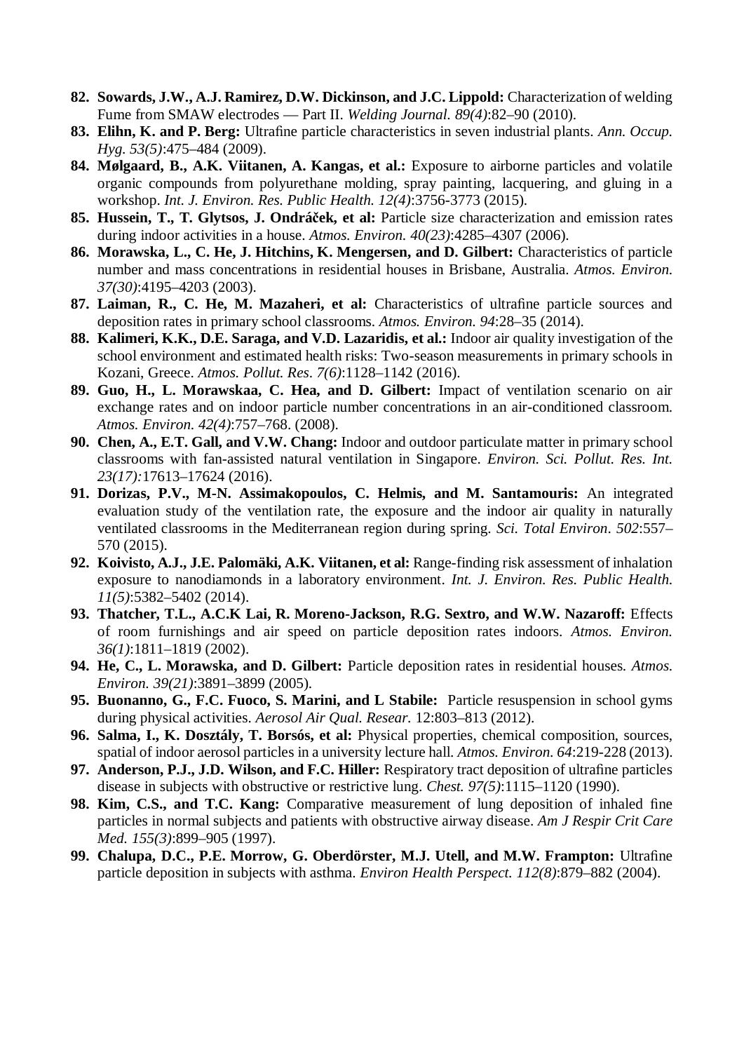82. **Sowards, J.W., A.J. Ramirez, D.W. Dickinson, and J.C. Lippold:** Characterization of welding Fume from SMAW electrodes — Part II. *Welding Journal. 89(4)*:82–90 (2010).
83. **Elihn, K. and P. Berg:** Ultrafine particle characteristics in seven industrial plants. *Ann. Occup. Hyg. 53(5)*:475–484 (2009).
84. **Mølgaard, B., A.K. Viitanen, A. Kangas, et al.:** Exposure to airborne particles and volatile organic compounds from polyurethane molding, spray painting, lacquering, and gluing in a workshop. *Int. J. Environ. Res. Public Health. 12(4)*:3756-3773 (2015).
85. **Hussein, T., T. Glytsos, J. Ondráček, et al:** Particle size characterization and emission rates during indoor activities in a house. *Atmos. Environ. 40(23)*:4285–4307 (2006).
86. **Morawska, L., C. He, J. Hitchins, K. Mengersen, and D. Gilbert:** Characteristics of particle number and mass concentrations in residential houses in Brisbane, Australia. *Atmos. Environ. 37(30)*:4195–4203 (2003).
87. **Laiman, R., C. He, M. Mazaheri, et al:** Characteristics of ultrafine particle sources and deposition rates in primary school classrooms. *Atmos. Environ. 94*:28–35 (2014).
88. **Kalimeri, K.K., D.E. Saraga, and V.D. Lazaridis, et al.:** Indoor air quality investigation of the school environment and estimated health risks: Two-season measurements in primary schools in Kozani, Greece. *Atmos. Pollut. Res. 7(6)*:1128–1142 (2016).
89. **Guo, H., L. Morawskaa, C. Hea, and D. Gilbert:** Impact of ventilation scenario on air exchange rates and on indoor particle number concentrations in an air-conditioned classroom. *Atmos. Environ. 42(4)*:757–768. (2008).
90. **Chen, A., E.T. Gall, and V.W. Chang:** Indoor and outdoor particulate matter in primary school classrooms with fan-assisted natural ventilation in Singapore. *Environ. Sci. Pollut. Res. Int. 23(17):*17613–17624 (2016).
91. **Dorizas, P.V., M-N. Assimakopoulos, C. Helmis, and M. Santamouris:** An integrated evaluation study of the ventilation rate, the exposure and the indoor air quality in naturally ventilated classrooms in the Mediterranean region during spring. *Sci. Total Environ. 502*:557–570 (2015).
92. **Koivisto, A.J., J.E. Palomäki, A.K. Viitanen, et al:** Range-finding risk assessment of inhalation exposure to nanodiamonds in a laboratory environment. *Int. J. Environ. Res. Public Health. 11(5)*:5382–5402 (2014).
93. **Thatcher, T.L., A.C.K Lai, R. Moreno-Jackson, R.G. Sextro, and W.W. Nazaroff:** Effects of room furnishings and air speed on particle deposition rates indoors. *Atmos. Environ. 36(1)*:1811–1819 (2002).
94. **He, C., L. Morawska, and D. Gilbert:** Particle deposition rates in residential houses. *Atmos. Environ. 39(21)*:3891–3899 (2005).
95. **Buonanno, G., F.C. Fuoco, S. Marini, and L Stabile:** Particle resuspension in school gyms during physical activities. *Aerosol Air Qual. Resear.* 12:803–813 (2012).
96. **Salma, I., K. Dosztály, T. Borsós, et al:** Physical properties, chemical composition, sources, spatial of indoor aerosol particles in a university lecture hall. *Atmos. Environ. 64*:219-228 (2013).
97. **Anderson, P.J., J.D. Wilson, and F.C. Hiller:** Respiratory tract deposition of ultrafine particles disease in subjects with obstructive or restrictive lung. *Chest. 97(5)*:1115–1120 (1990).
98. **Kim, C.S., and T.C. Kang:** Comparative measurement of lung deposition of inhaled fine particles in normal subjects and patients with obstructive airway disease. *Am J Respir Crit Care Med. 155(3)*:899–905 (1997).
99. **Chalupa, D.C., P.E. Morrow, G. Oberdörster, M.J. Utell, and M.W. Frampton:** Ultrafine particle deposition in subjects with asthma. *Environ Health Perspect. 112(8)*:879–882 (2004).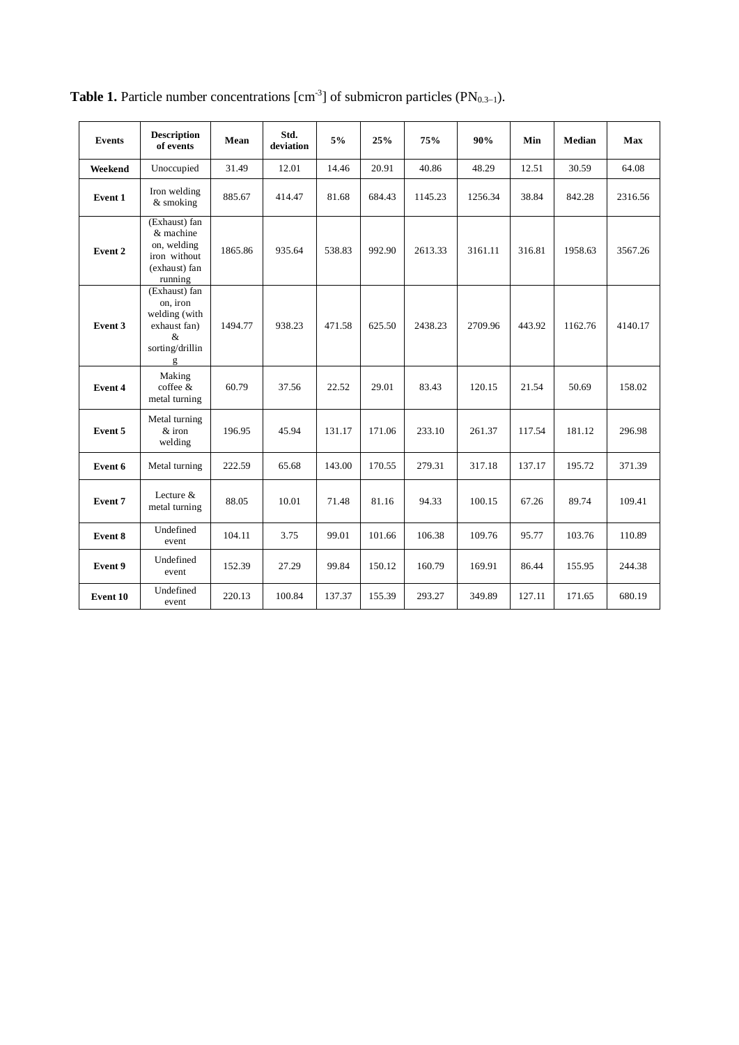**Table 1.** Particle number concentrations [$cm^{-3}$] of submicron particles ($PN_{0.3-1}$).

| Events | Description of events | Mean | Std. deviation | 5% | 25% | 75% | 90% | Min | Median | Max |
|---|---|---|---|---|---|---|---|---|---|---|
| **Weekend** | Unoccupied | 31.49 | 12.01 | 14.46 | 20.91 | 40.86 | 48.29 | 12.51 | 30.59 | 64.08 |
| **Event 1** | Iron welding & smoking | 885.67 | 414.47 | 81.68 | 684.43 | 1145.23 | 1256.34 | 38.84 | 842.28 | 2316.56 |
| **Event 2** | (Exhaust) fan & machine on, welding iron without (exhaust) fan running | 1865.86 | 935.64 | 538.83 | 992.90 | 2613.33 | 3161.11 | 316.81 | 1958.63 | 3567.26 |
| **Event 3** | (Exhaust) fan on, iron welding (with exhaust fan) & sorting/drilling | 1494.77 | 938.23 | 471.58 | 625.50 | 2438.23 | 2709.96 | 443.92 | 1162.76 | 4140.17 |
| **Event 4** | Making coffee & metal turning | 60.79 | 37.56 | 22.52 | 29.01 | 83.43 | 120.15 | 21.54 | 50.69 | 158.02 |
| **Event 5** | Metal turning & iron welding | 196.95 | 45.94 | 131.17 | 171.06 | 233.10 | 261.37 | 117.54 | 181.12 | 296.98 |
| **Event 6** | Metal turning | 222.59 | 65.68 | 143.00 | 170.55 | 279.31 | 317.18 | 137.17 | 195.72 | 371.39 |
| **Event 7** | Lecture & metal turning | 88.05 | 10.01 | 71.48 | 81.16 | 94.33 | 100.15 | 67.26 | 89.74 | 109.41 |
| **Event 8** | Undefined event | 104.11 | 3.75 | 99.01 | 101.66 | 106.38 | 109.76 | 95.77 | 103.76 | 110.89 |
| **Event 9** | Undefined event | 152.39 | 27.29 | 99.84 | 150.12 | 160.79 | 169.91 | 86.44 | 155.95 | 244.38 |
| **Event 10** | Undefined event | 220.13 | 100.84 | 137.37 | 155.39 | 293.27 | 349.89 | 127.11 | 171.65 | 680.19 |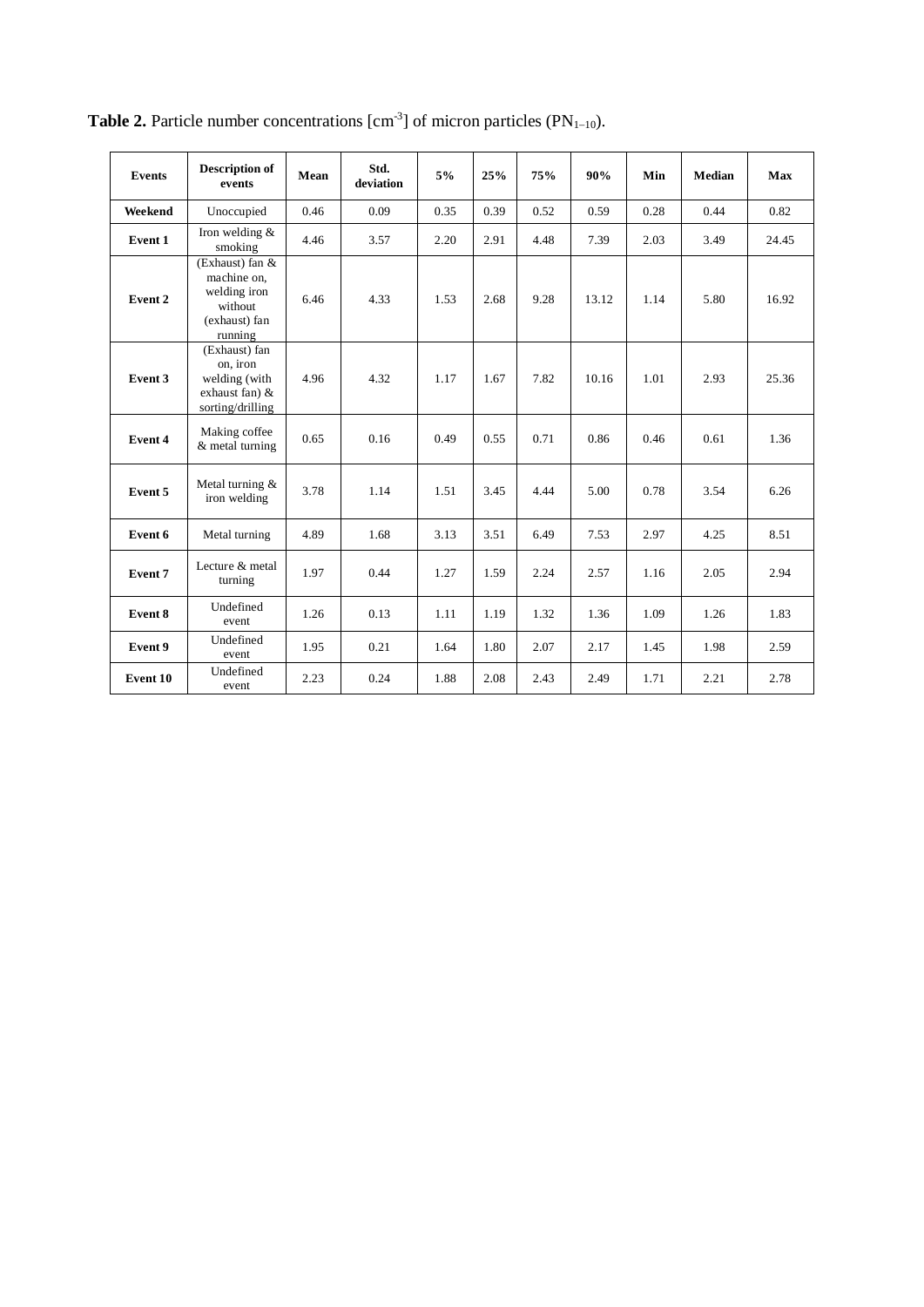**Table 2.** Particle number concentrations [$cm^{-3}$] of micron particles ($PN_{1–10}$).

| Events | Description of events | Mean | Std. deviation | 5% | 25% | 75% | 90% | Min | Median | Max |
|---|---|---|---|---|---|---|---|---|---|---|
| **Weekend** | Unoccupied | 0.46 | 0.09 | 0.35 | 0.39 | 0.52 | 0.59 | 0.28 | 0.44 | 0.82 |
| **Event 1** | Iron welding & smoking | 4.46 | 3.57 | 2.20 | 2.91 | 4.48 | 7.39 | 2.03 | 3.49 | 24.45 |
| **Event 2** | (Exhaust) fan & machine on, welding iron without (exhaust) fan running | 6.46 | 4.33 | 1.53 | 2.68 | 9.28 | 13.12 | 1.14 | 5.80 | 16.92 |
| **Event 3** | (Exhaust) fan on, iron welding (with exhaust fan) & sorting/drilling | 4.96 | 4.32 | 1.17 | 1.67 | 7.82 | 10.16 | 1.01 | 2.93 | 25.36 |
| **Event 4** | Making coffee & metal turning | 0.65 | 0.16 | 0.49 | 0.55 | 0.71 | 0.86 | 0.46 | 0.61 | 1.36 |
| **Event 5** | Metal turning & iron welding | 3.78 | 1.14 | 1.51 | 3.45 | 4.44 | 5.00 | 0.78 | 3.54 | 6.26 |
| **Event 6** | Metal turning | 4.89 | 1.68 | 3.13 | 3.51 | 6.49 | 7.53 | 2.97 | 4.25 | 8.51 |
| **Event 7** | Lecture & metal turning | 1.97 | 0.44 | 1.27 | 1.59 | 2.24 | 2.57 | 1.16 | 2.05 | 2.94 |
| **Event 8** | Undefined event | 1.26 | 0.13 | 1.11 | 1.19 | 1.32 | 1.36 | 1.09 | 1.26 | 1.83 |
| **Event 9** | Undefined event | 1.95 | 0.21 | 1.64 | 1.80 | 2.07 | 2.17 | 1.45 | 1.98 | 2.59 |
| **Event 10** | Undefined event | 2.23 | 0.24 | 1.88 | 2.08 | 2.43 | 2.49 | 1.71 | 2.21 | 2.78 |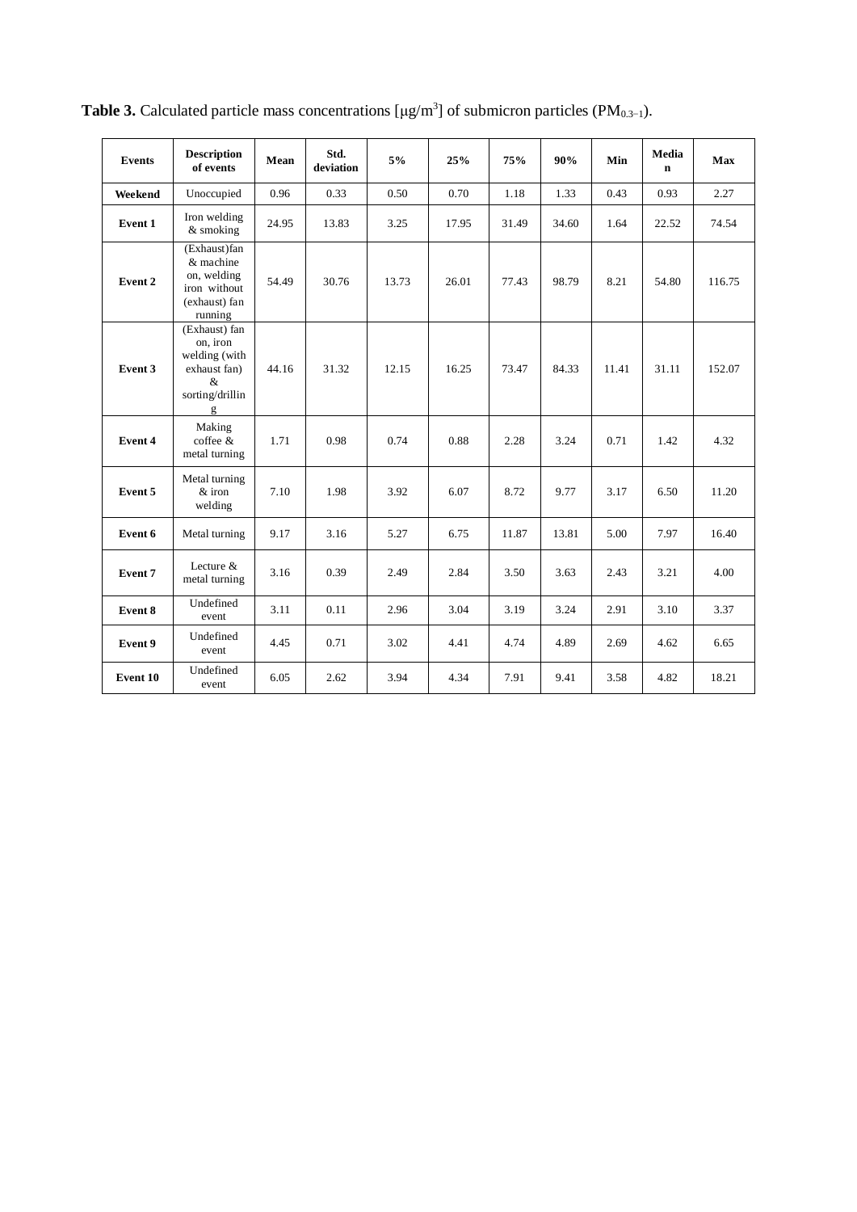**Table 3.** Calculated particle mass concentrations [μg/m$^3$] of submicron particles ($PM_{0.3-1}$).

| Events | Description of events | Mean | Std. deviation | 5% | 25% | 75% | 90% | Min | Median | Max |
|---|---|---|---|---|---|---|---|---|---|---|
| **Weekend** | Unoccupied | 0.96 | 0.33 | 0.50 | 0.70 | 1.18 | 1.33 | 0.43 | 0.93 | 2.27 |
| **Event 1** | Iron welding & smoking | 24.95 | 13.83 | 3.25 | 17.95 | 31.49 | 34.60 | 1.64 | 22.52 | 74.54 |
| **Event 2** | (Exhaust)fan & machine on, welding iron without (exhaust) fan running | 54.49 | 30.76 | 13.73 | 26.01 | 77.43 | 98.79 | 8.21 | 54.80 | 116.75 |
| **Event 3** | (Exhaust) fan on, iron welding (with exhaust fan) & sorting/drilling | 44.16 | 31.32 | 12.15 | 16.25 | 73.47 | 84.33 | 11.41 | 31.11 | 152.07 |
| **Event 4** | Making coffee & metal turning | 1.71 | 0.98 | 0.74 | 0.88 | 2.28 | 3.24 | 0.71 | 1.42 | 4.32 |
| **Event 5** | Metal turning & iron welding | 7.10 | 1.98 | 3.92 | 6.07 | 8.72 | 9.77 | 3.17 | 6.50 | 11.20 |
| **Event 6** | Metal turning | 9.17 | 3.16 | 5.27 | 6.75 | 11.87 | 13.81 | 5.00 | 7.97 | 16.40 |
| **Event 7** | Lecture & metal turning | 3.16 | 0.39 | 2.49 | 2.84 | 3.50 | 3.63 | 2.43 | 3.21 | 4.00 |
| **Event 8** | Undefined event | 3.11 | 0.11 | 2.96 | 3.04 | 3.19 | 3.24 | 2.91 | 3.10 | 3.37 |
| **Event 9** | Undefined event | 4.45 | 0.71 | 3.02 | 4.41 | 4.74 | 4.89 | 2.69 | 4.62 | 6.65 |
| **Event 10** | Undefined event | 6.05 | 2.62 | 3.94 | 4.34 | 7.91 | 9.41 | 3.58 | 4.82 | 18.21 |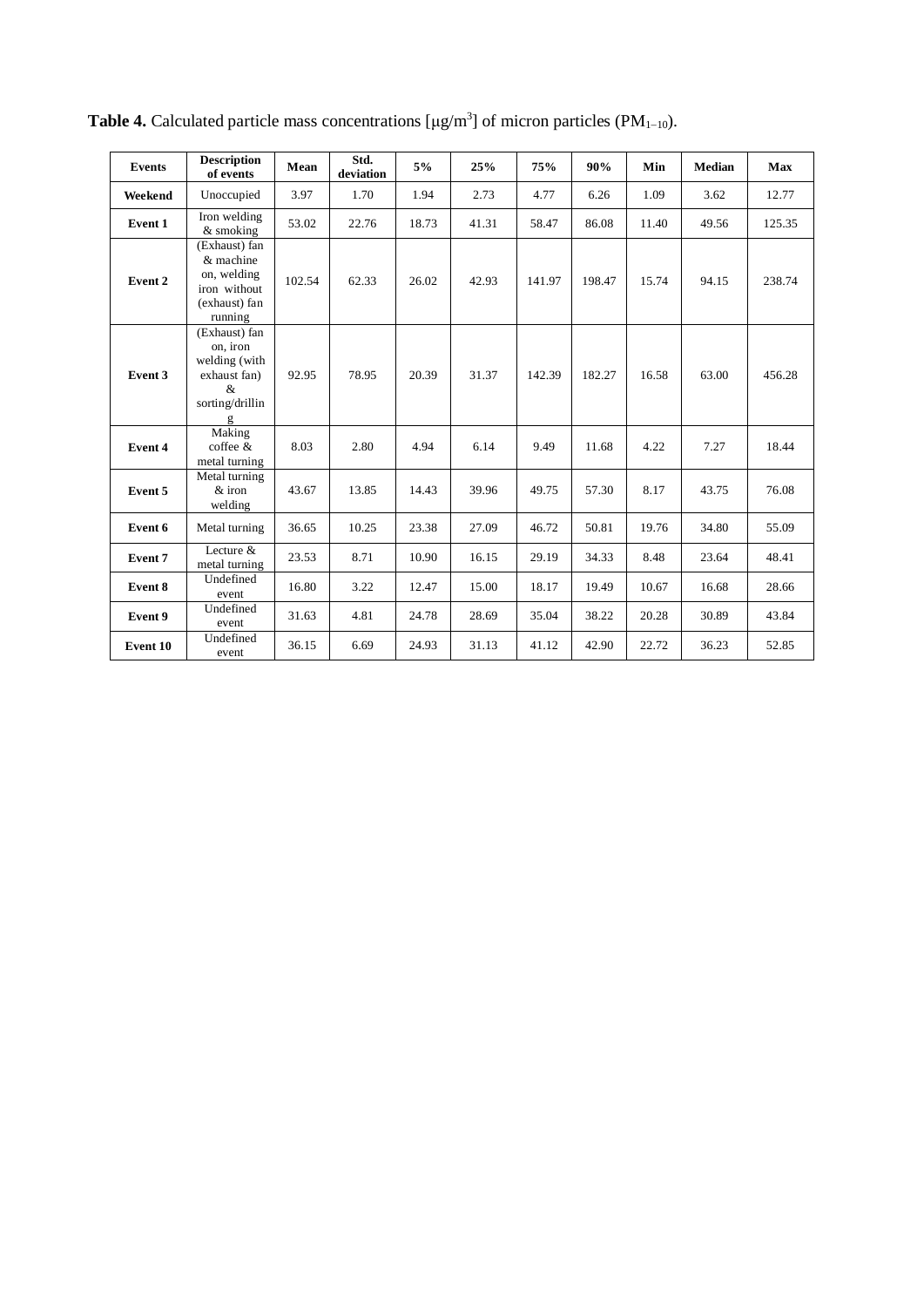**Table 4.** Calculated particle mass concentrations [μg/m$^3$] of micron particles ($PM_{1-10}$).

| Events | Description of events | Mean | Std. deviation | 5% | 25% | 75% | 90% | Min | Median | Max |
|---|---|---|---|---|---|---|---|---|---|---|
| **Weekend** | Unoccupied | 3.97 | 1.70 | 1.94 | 2.73 | 4.77 | 6.26 | 1.09 | 3.62 | 12.77 |
| **Event 1** | Iron welding & smoking | 53.02 | 22.76 | 18.73 | 41.31 | 58.47 | 86.08 | 11.40 | 49.56 | 125.35 |
| **Event 2** | (Exhaust) fan & machine on, welding iron without (exhaust) fan running | 102.54 | 62.33 | 26.02 | 42.93 | 141.97 | 198.47 | 15.74 | 94.15 | 238.74 |
| **Event 3** | (Exhaust) fan on, iron welding (with exhaust fan) & sorting/drilling | 92.95 | 78.95 | 20.39 | 31.37 | 142.39 | 182.27 | 16.58 | 63.00 | 456.28 |
| **Event 4** | Making coffee & metal turning | 8.03 | 2.80 | 4.94 | 6.14 | 9.49 | 11.68 | 4.22 | 7.27 | 18.44 |
| **Event 5** | Metal turning & iron welding | 43.67 | 13.85 | 14.43 | 39.96 | 49.75 | 57.30 | 8.17 | 43.75 | 76.08 |
| **Event 6** | Metal turning | 36.65 | 10.25 | 23.38 | 27.09 | 46.72 | 50.81 | 19.76 | 34.80 | 55.09 |
| **Event 7** | Lecture & metal turning | 23.53 | 8.71 | 10.90 | 16.15 | 29.19 | 34.33 | 8.48 | 23.64 | 48.41 |
| **Event 8** | Undefined event | 16.80 | 3.22 | 12.47 | 15.00 | 18.17 | 19.49 | 10.67 | 16.68 | 28.66 |
| **Event 9** | Undefined event | 31.63 | 4.81 | 24.78 | 28.69 | 35.04 | 38.22 | 20.28 | 30.89 | 43.84 |
| **Event 10** | Undefined event | 36.15 | 6.69 | 24.93 | 31.13 | 41.12 | 42.90 | 22.72 | 36.23 | 52.85 |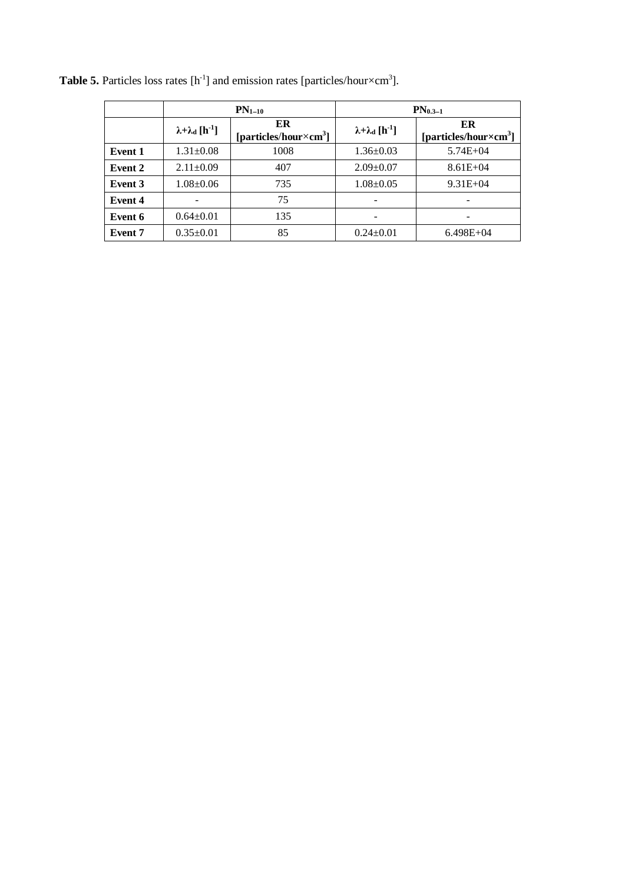**Table 5.** Particles loss rates [$h^{-1}$] and emission rates [particles/hour×$cm^3$].

| | $PN_{1–10}$ | | $PN_{0.3–1}$ | |
|---|---|---|---|---|
| | $\lambda+\lambda_d$ [$h^{-1}$] | ER [particles/hour×$cm^3$] | $\lambda+\lambda_d$ [$h^{-1}$] | ER [particles/hour×$cm^3$] |
| **Event 1** | 1.31±0.08 | 1008 | 1.36±0.03 | 5.74E+04 |
| **Event 2** | 2.11±0.09 | 407 | 2.09±0.07 | 8.61E+04 |
| **Event 3** | 1.08±0.06 | 735 | 1.08±0.05 | 9.31E+04 |
| **Event 4** | - | 75 | - | - |
| **Event 6** | 0.64±0.01 | 135 | - | - |
| **Event 7** | 0.35±0.01 | 85 | 0.24±0.01 | 6.498E+04 |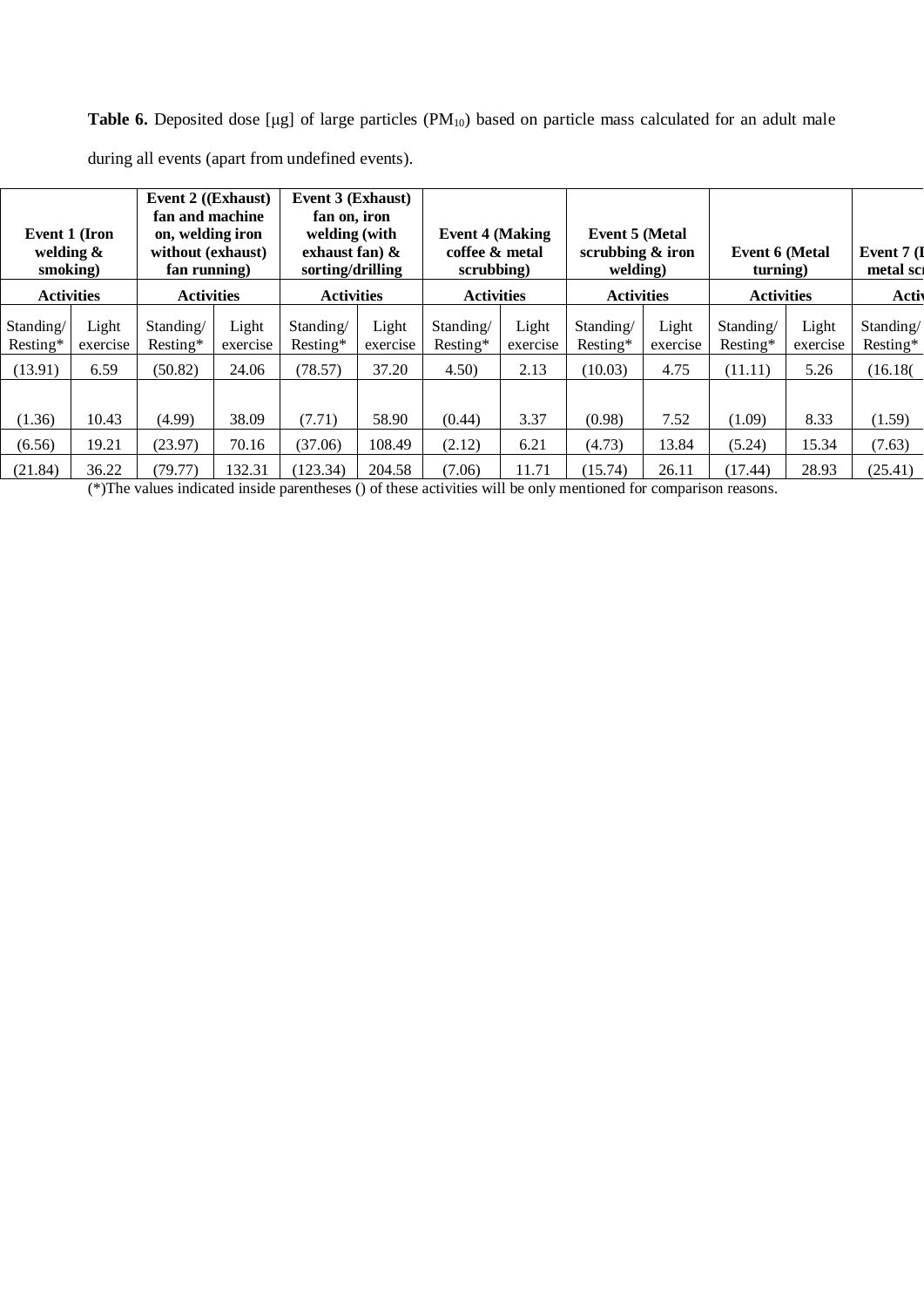**Table 6.** Deposited dose [μg] of large particles ($PM_{10}$) based on particle mass calculated for an adult male during all events (apart from undefined events).

| Event 1 (Iron welding & smoking) | | Event 2 ((Exhaust) fan and machine on, welding iron without (exhaust) fan running) | | Event 3 (Exhaust) fan on, iron welding (with exhaust fan) & sorting/drilling | | Event 4 (Making coffee & metal scrubbing) | | Event 5 (Metal scrubbing & iron welding) | | Event 6 (Metal turning) | | Event 7 (I metal scr |
|---|---|---|---|---|---|---|---|---|---|---|---|---|
| Activities | | Activities | | Activities | | Activities | | Activities | | Activities | | Acti |
| Standing/ Resting* | Light exercise | Standing/ Resting* | Light exercise | Standing/ Resting* | Light exercise | Standing/ Resting* | Light exercise | Standing/ Resting* | Light exercise | Standing/ Resting* | Light exercise | Standing/ Resting* |
| (13.91) | 6.59 | (50.82) | 24.06 | (78.57) | 37.20 | 4.50) | 2.13 | (10.03) | 4.75 | (11.11) | 5.26 | (16.18( |
| (1.36) | 10.43 | (4.99) | 38.09 | (7.71) | 58.90 | (0.44) | 3.37 | (0.98) | 7.52 | (1.09) | 8.33 | (1.59) |
| (6.56) | 19.21 | (23.97) | 70.16 | (37.06) | 108.49 | (2.12) | 6.21 | (4.73) | 13.84 | (5.24) | 15.34 | (7.63) |
| (21.84) | 36.22 | (79.77) | 132.31 | (123.34) | 204.58 | (7.06) | 11.71 | (15.74) | 26.11 | (17.44) | 28.93 | (25.41) |

(*)The values indicated inside parentheses () of these activities will be only mentioned for comparison reasons.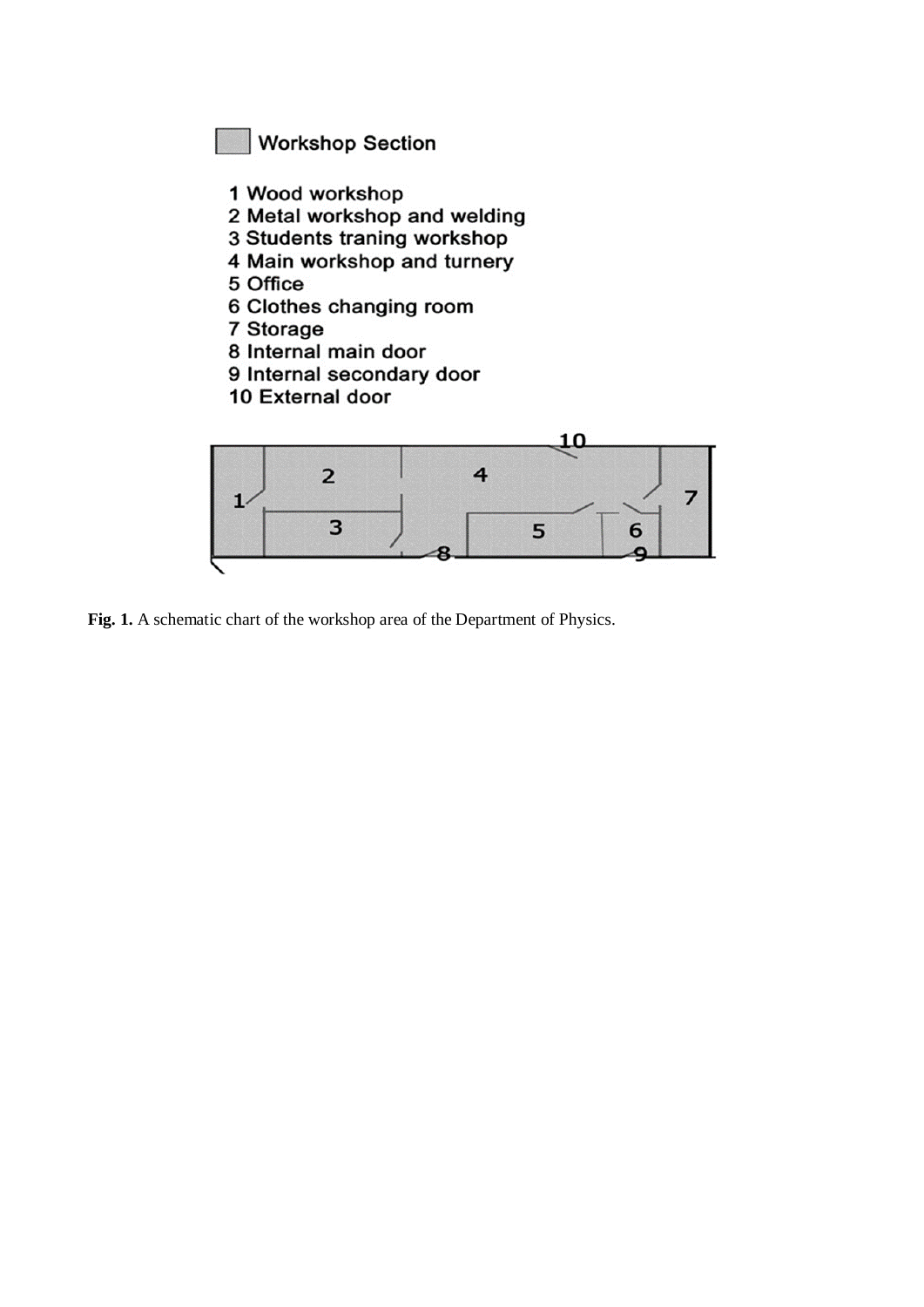Workshop Section

1 Wood workshop
2 Metal workshop and welding
3 Students traning workshop
4 Main workshop and turnery
5 Office
6 Clothes changing room
7 Storage
8 Internal main door
9 Internal secondary door
10 External door

10
2
4
1
7
3
5
6
8
9

**Fig. 1.** A schematic chart of the workshop area of the Department of Physics.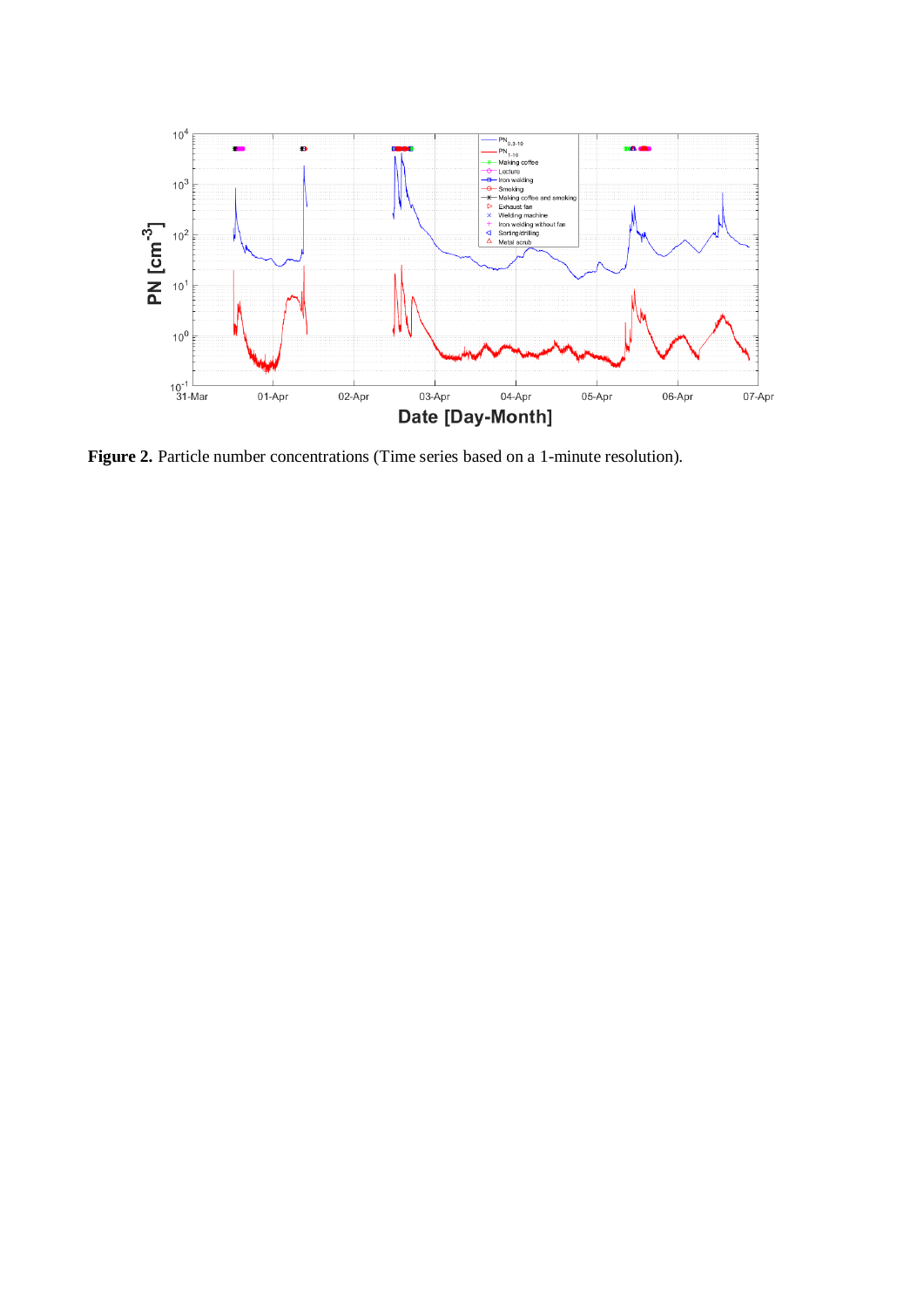$10^4$

$10^3$

$10^2$

$10^1$

$10^0$

$10^{-1}$

PN [cm$^{-3}$]

31-Mar

01-Apr

02-Apr

03-Apr

04-Apr

05-Apr

06-Apr

07-Apr

Date [Day-Month]

$PN_{0.3-10}$

$PN_{1-10}$

Making coffee

Lecture

Iron welding

Smoking

Making coffee and smoking

Exhaust fan

Welding machine

Iron welding without fan

Sorting/drilling

Metal scrub

**Figure 2.** Particle number concentrations (Time series based on a 1-minute resolution).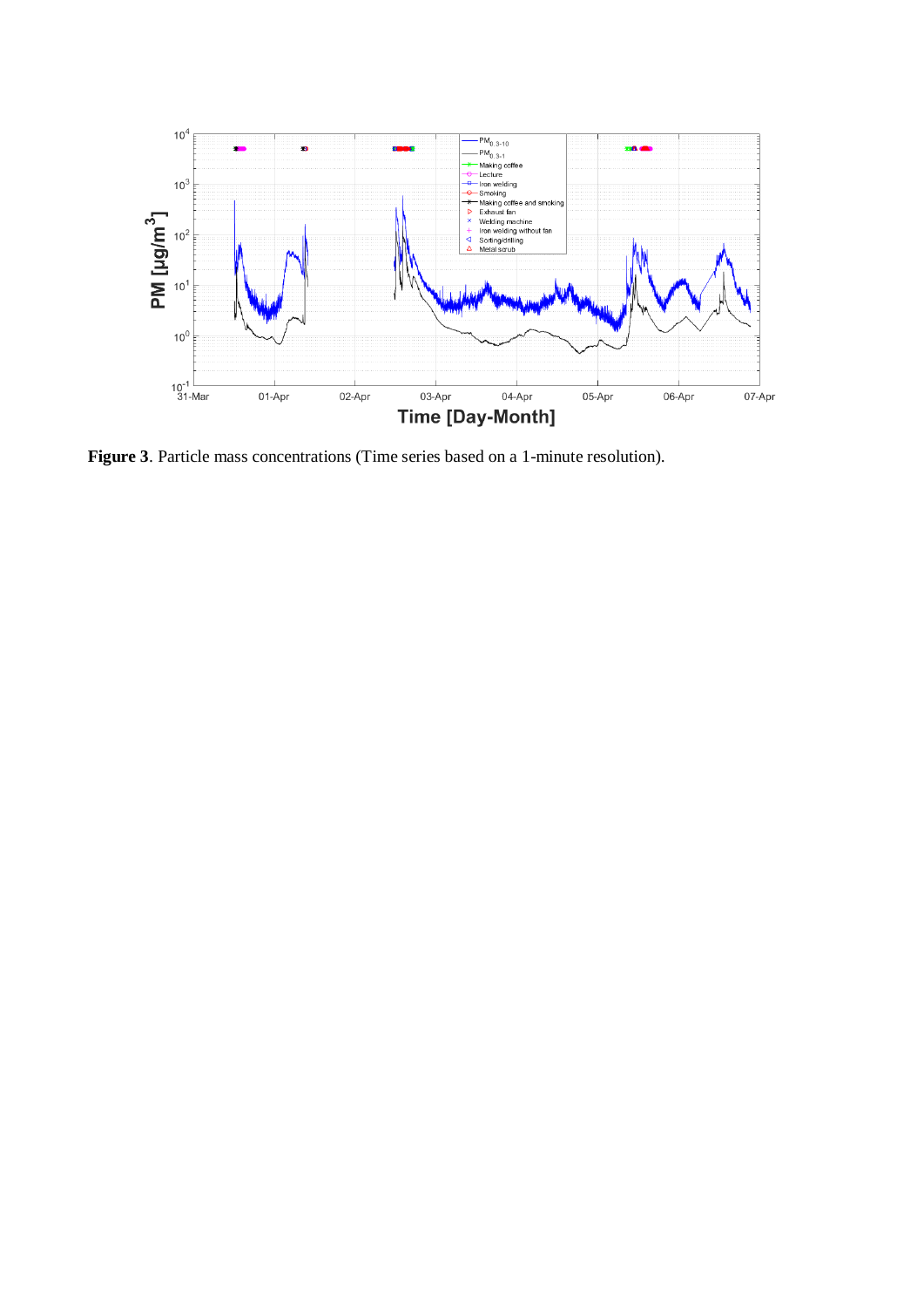$10^4$
$10^3$
$10^2$
$10^1$
$10^0$
$10^{-1}$
PM [μg/m$^3$]
31-Mar
01-Apr
02-Apr
03-Apr
04-Apr
05-Apr
06-Apr
07-Apr
Time [Day-Month]

$PM_{0.3-10}$
$PM_{0.3-1}$
Making coffee
Lecture
Iron welding
Smoking
Making coffee and smoking
Exhaust fan
Welding machine
Iron welding without fan
Sorting/drilling
Metal scrub

**Figure 3**. Particle mass concentrations (Time series based on a 1-minute resolution).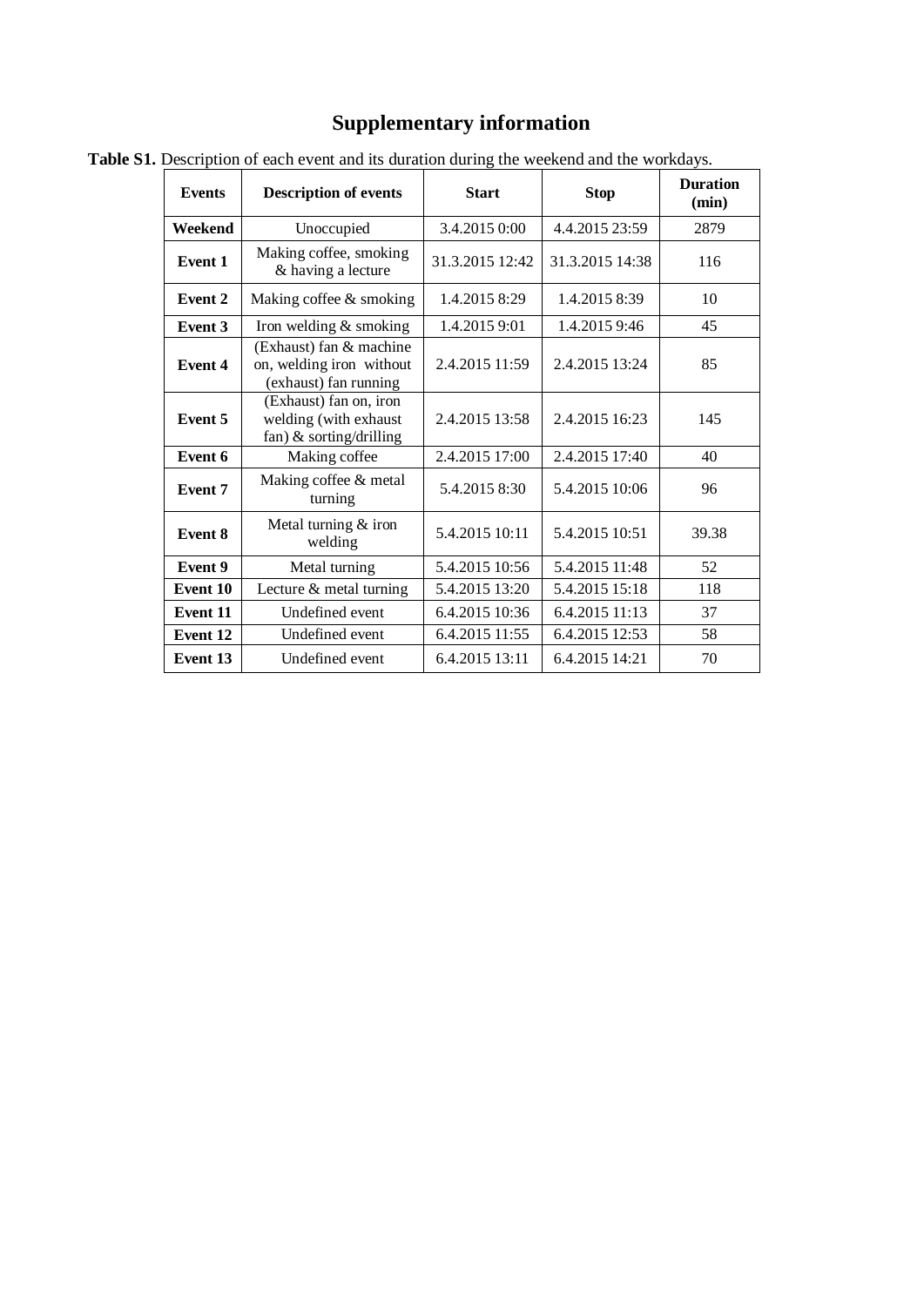# Supplementary information

**Table S1.** Description of each event and its duration during the weekend and the workdays.

| Events | Description of events | Start | Stop | Duration (min) |
|---|---|---|---|---|
| **Weekend** | Unoccupied | 3.4.2015 0:00 | 4.4.2015 23:59 | 2879 |
| **Event 1** | Making coffee, smoking & having a lecture | 31.3.2015 12:42 | 31.3.2015 14:38 | 116 |
| **Event 2** | Making coffee & smoking | 1.4.2015 8:29 | 1.4.2015 8:39 | 10 |
| **Event 3** | Iron welding & smoking | 1.4.2015 9:01 | 1.4.2015 9:46 | 45 |
| **Event 4** | (Exhaust) fan & machine on, welding iron without (exhaust) fan running | 2.4.2015 11:59 | 2.4.2015 13:24 | 85 |
| **Event 5** | (Exhaust) fan on, iron welding (with exhaust fan) & sorting/drilling | 2.4.2015 13:58 | 2.4.2015 16:23 | 145 |
| **Event 6** | Making coffee | 2.4.2015 17:00 | 2.4.2015 17:40 | 40 |
| **Event 7** | Making coffee & metal turning | 5.4.2015 8:30 | 5.4.2015 10:06 | 96 |
| **Event 8** | Metal turning & iron welding | 5.4.2015 10:11 | 5.4.2015 10:51 | 39.38 |
| **Event 9** | Metal turning | 5.4.2015 10:56 | 5.4.2015 11:48 | 52 |
| **Event 10** | Lecture & metal turning | 5.4.2015 13:20 | 5.4.2015 15:18 | 118 |
| **Event 11** | Undefined event | 6.4.2015 10:36 | 6.4.2015 11:13 | 37 |
| **Event 12** | Undefined event | 6.4.2015 11:55 | 6.4.2015 12:53 | 58 |
| **Event 13** | Undefined event | 6.4.2015 13:11 | 6.4.2015 14:21 | 70 |